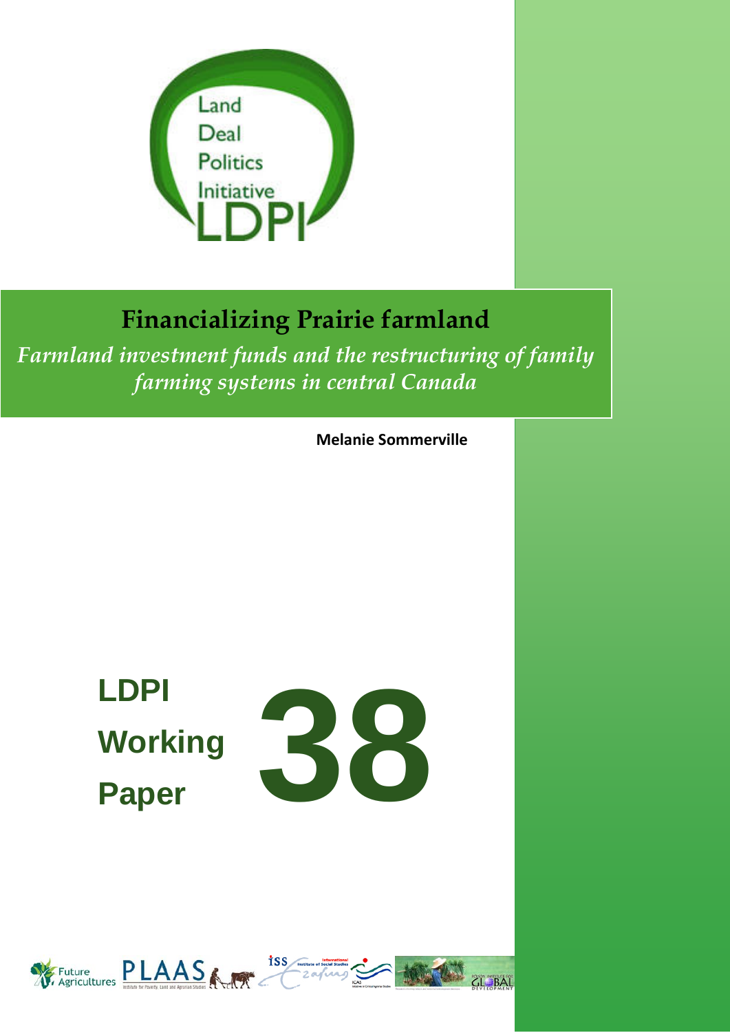Land
Deal
Politics
Initiative
LDPI

# Financializing Prairie farmland

*Farmland investment funds and the restructuring of family farming systems in central Canada*

**Melanie Sommerville**

**LDPI Working Paper 38**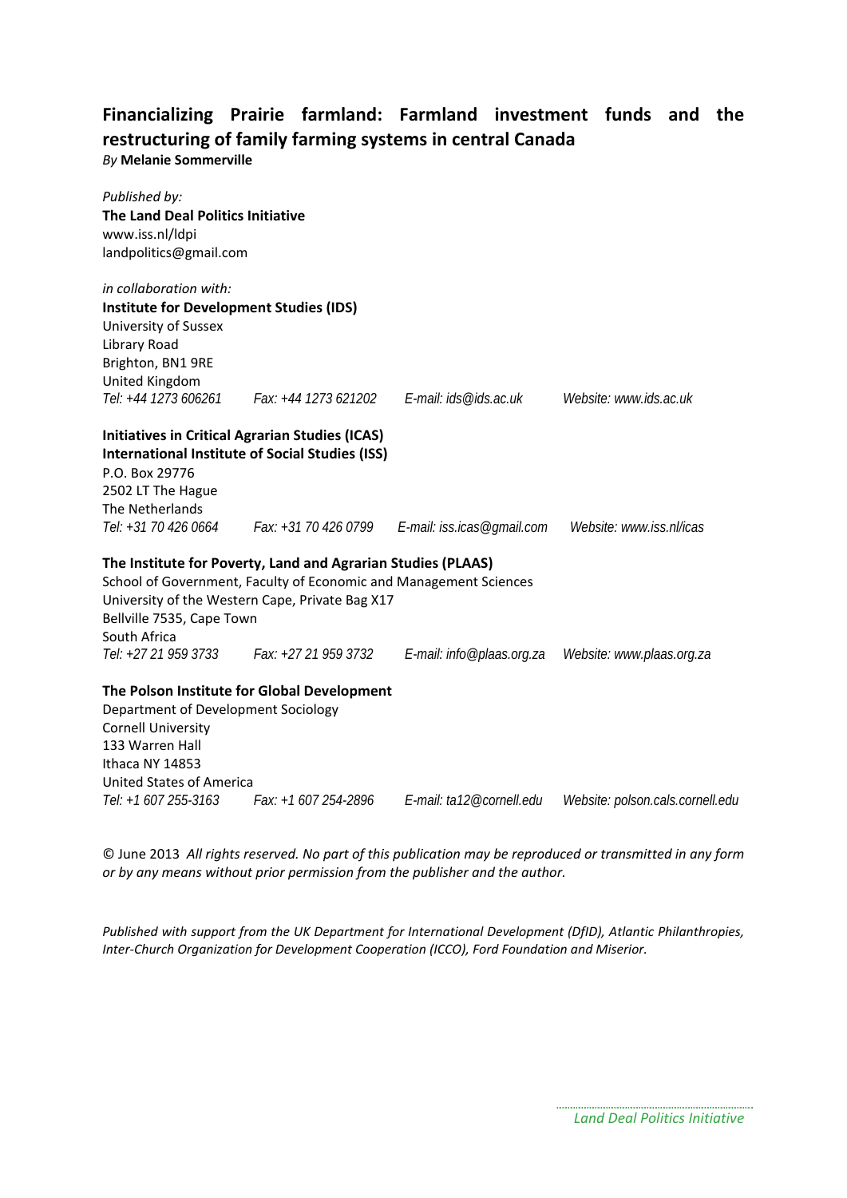# Financializing Prairie farmland: Farmland investment funds and the restructuring of family farming systems in central Canada

*By* **Melanie Sommerville**

*Published by:*
**The Land Deal Politics Initiative**
www.iss.nl/ldpi
landpolitics@gmail.com

*in collaboration with:*
**Institute for Development Studies (IDS)**
University of Sussex
Library Road
Brighton, BN1 9RE
United Kingdom
*Tel: +44 1273 606261 Fax: +44 1273 621202 E-mail: ids@ids.ac.uk Website: www.ids.ac.uk*

**Initiatives in Critical Agrarian Studies (ICAS)**
**International Institute of Social Studies (ISS)**
P.O. Box 29776
2502 LT The Hague
The Netherlands
*Tel: +31 70 426 0664 Fax: +31 70 426 0799 E-mail: iss.icas@gmail.com Website: www.iss.nl/icas*

**The Institute for Poverty, Land and Agrarian Studies (PLAAS)**
School of Government, Faculty of Economic and Management Sciences
University of the Western Cape, Private Bag X17
Bellville 7535, Cape Town
South Africa
*Tel: +27 21 959 3733 Fax: +27 21 959 3732 E-mail: info@plaas.org.za Website: www.plaas.org.za*

**The Polson Institute for Global Development**
Department of Development Sociology
Cornell University
133 Warren Hall
Ithaca NY 14853
United States of America
*Tel: +1 607 255-3163 Fax: +1 607 254-2896 E-mail: ta12@cornell.edu Website: polson.cals.cornell.edu*

© June 2013 *All rights reserved. No part of this publication may be reproduced or transmitted in any form or by any means without prior permission from the publisher and the author.*

*Published with support from the UK Department for International Development (DfID), Atlantic Philanthropies, Inter-Church Organization for Development Cooperation (ICCO), Ford Foundation and Miserior.*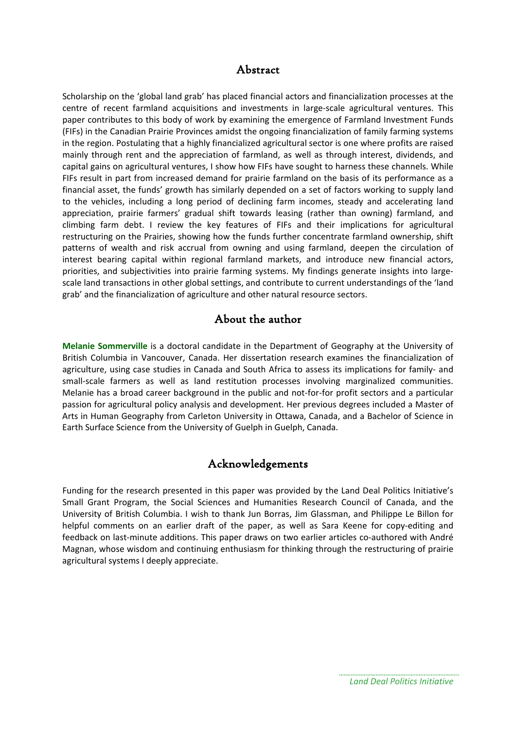## Abstract

Scholarship on the 'global land grab' has placed financial actors and financialization processes at the centre of recent farmland acquisitions and investments in large-scale agricultural ventures. This paper contributes to this body of work by examining the emergence of Farmland Investment Funds (FIFs) in the Canadian Prairie Provinces amidst the ongoing financialization of family farming systems in the region. Postulating that a highly financialized agricultural sector is one where profits are raised mainly through rent and the appreciation of farmland, as well as through interest, dividends, and capital gains on agricultural ventures, I show how FIFs have sought to harness these channels. While FIFs result in part from increased demand for prairie farmland on the basis of its performance as a financial asset, the funds' growth has similarly depended on a set of factors working to supply land to the vehicles, including a long period of declining farm incomes, steady and accelerating land appreciation, prairie farmers' gradual shift towards leasing (rather than owning) farmland, and climbing farm debt. I review the key features of FIFs and their implications for agricultural restructuring on the Prairies, showing how the funds further concentrate farmland ownership, shift patterns of wealth and risk accrual from owning and using farmland, deepen the circulation of interest bearing capital within regional farmland markets, and introduce new financial actors, priorities, and subjectivities into prairie farming systems. My findings generate insights into large-scale land transactions in other global settings, and contribute to current understandings of the 'land grab' and the financialization of agriculture and other natural resource sectors.

## About the author

**Melanie Sommerville** is a doctoral candidate in the Department of Geography at the University of British Columbia in Vancouver, Canada. Her dissertation research examines the financialization of agriculture, using case studies in Canada and South Africa to assess its implications for family- and small-scale farmers as well as land restitution processes involving marginalized communities. Melanie has a broad career background in the public and not-for-for profit sectors and a particular passion for agricultural policy analysis and development. Her previous degrees included a Master of Arts in Human Geography from Carleton University in Ottawa, Canada, and a Bachelor of Science in Earth Surface Science from the University of Guelph in Guelph, Canada.

## Acknowledgements

Funding for the research presented in this paper was provided by the Land Deal Politics Initiative's Small Grant Program, the Social Sciences and Humanities Research Council of Canada, and the University of British Columbia. I wish to thank Jun Borras, Jim Glassman, and Philippe Le Billon for helpful comments on an earlier draft of the paper, as well as Sara Keene for copy-editing and feedback on last-minute additions. This paper draws on two earlier articles co-authored with André Magnan, whose wisdom and continuing enthusiasm for thinking through the restructuring of prairie agricultural systems I deeply appreciate.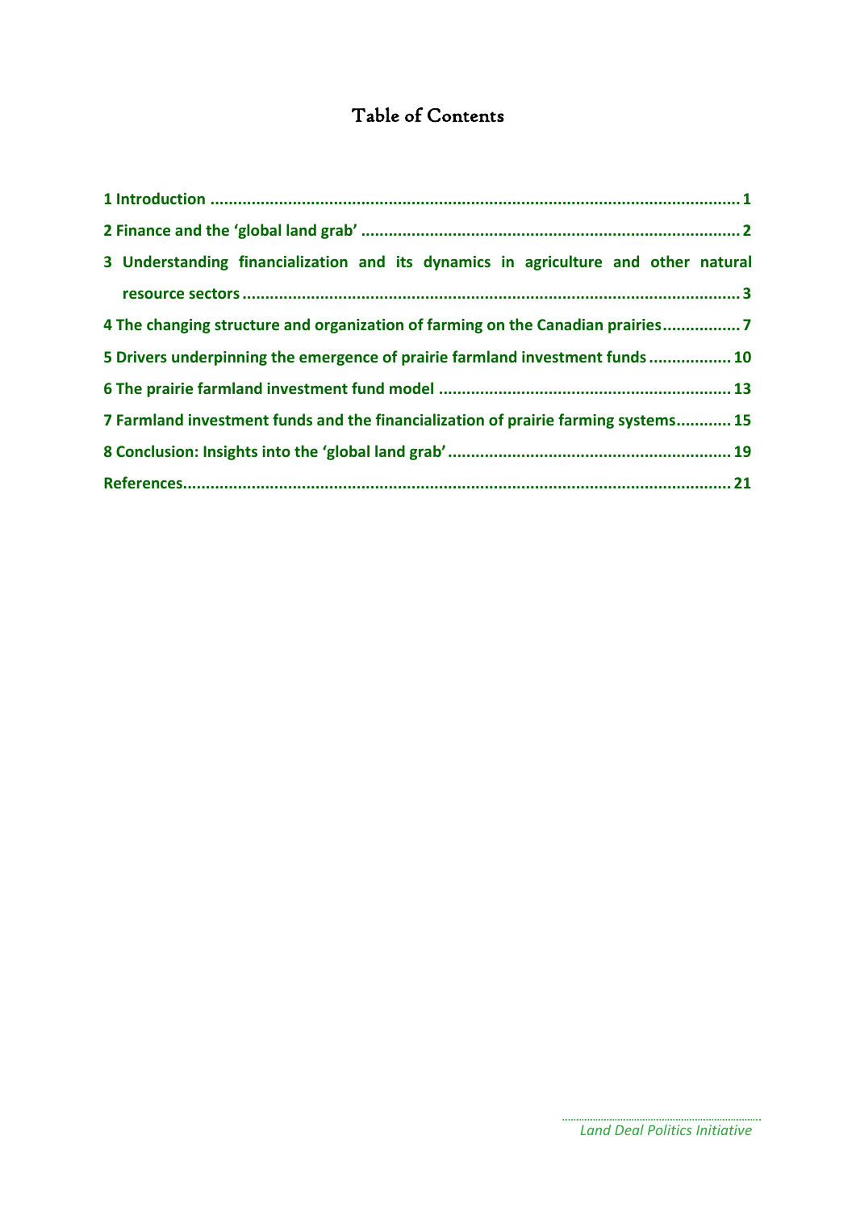# Table of Contents

1 Introduction .................................................................................................................... 1

2 Finance and the 'global land grab' .................................................................................. 2

3 Understanding financialization and its dynamics in agriculture and other natural resource sectors ........................................................................................................... 3

4 The changing structure and organization of farming on the Canadian prairies ................. 7

5 Drivers underpinning the emergence of prairie farmland investment funds .................. 10

6 The prairie farmland investment fund model ............................................................... 13

7 Farmland investment funds and the financialization of prairie farming systems ............ 15

8 Conclusion: Insights into the 'global land grab' ............................................................. 19

References ....................................................................................................................... 21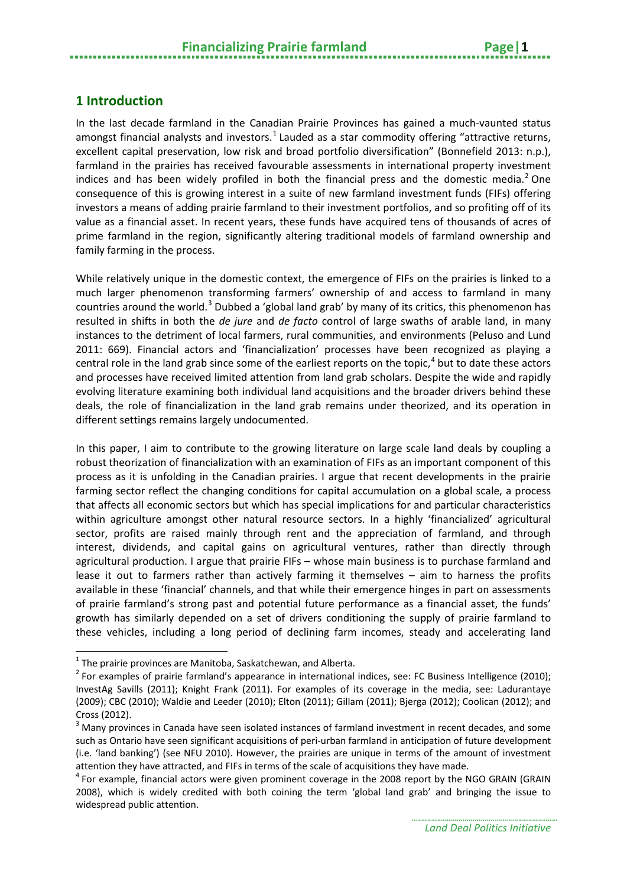## 1 Introduction

In the last decade farmland in the Canadian Prairie Provinces has gained a much-vaunted status amongst financial analysts and investors.[1] Lauded as a star commodity offering "attractive returns, excellent capital preservation, low risk and broad portfolio diversification" (Bonnefield 2013: n.p.), farmland in the prairies has received favourable assessments in international property investment indices and has been widely profiled in both the financial press and the domestic media.[2] One consequence of this is growing interest in a suite of new farmland investment funds (FIFs) offering investors a means of adding prairie farmland to their investment portfolios, and so profiting off of its value as a financial asset. In recent years, these funds have acquired tens of thousands of acres of prime farmland in the region, significantly altering traditional models of farmland ownership and family farming in the process.

While relatively unique in the domestic context, the emergence of FIFs on the prairies is linked to a much larger phenomenon transforming farmers' ownership of and access to farmland in many countries around the world.[3] Dubbed a 'global land grab' by many of its critics, this phenomenon has resulted in shifts in both the *de jure* and *de facto* control of large swaths of arable land, in many instances to the detriment of local farmers, rural communities, and environments (Peluso and Lund 2011: 669). Financial actors and 'financialization' processes have been recognized as playing a central role in the land grab since some of the earliest reports on the topic,[4] but to date these actors and processes have received limited attention from land grab scholars. Despite the wide and rapidly evolving literature examining both individual land acquisitions and the broader drivers behind these deals, the role of financialization in the land grab remains under theorized, and its operation in different settings remains largely undocumented.

In this paper, I aim to contribute to the growing literature on large scale land deals by coupling a robust theorization of financialization with an examination of FIFs as an important component of this process as it is unfolding in the Canadian prairies. I argue that recent developments in the prairie farming sector reflect the changing conditions for capital accumulation on a global scale, a process that affects all economic sectors but which has special implications for and particular characteristics within agriculture amongst other natural resource sectors. In a highly 'financialized' agricultural sector, profits are raised mainly through rent and the appreciation of farmland, and through interest, dividends, and capital gains on agricultural ventures, rather than directly through agricultural production. I argue that prairie FIFs – whose main business is to purchase farmland and lease it out to farmers rather than actively farming it themselves – aim to harness the profits available in these 'financial' channels, and that while their emergence hinges in part on assessments of prairie farmland's strong past and potential future performance as a financial asset, the funds' growth has similarly depended on a set of drivers conditioning the supply of prairie farmland to these vehicles, including a long period of declining farm incomes, steady and accelerating land

[1] The prairie provinces are Manitoba, Saskatchewan, and Alberta.

[2] For examples of prairie farmland's appearance in international indices, see: FC Business Intelligence (2010); InvestAg Savills (2011); Knight Frank (2011). For examples of its coverage in the media, see: Ladurantaye (2009); CBC (2010); Waldie and Leeder (2010); Elton (2011); Gillam (2011); Bjerga (2012); Coolican (2012); and Cross (2012).

[3] Many provinces in Canada have seen isolated instances of farmland investment in recent decades, and some such as Ontario have seen significant acquisitions of peri-urban farmland in anticipation of future development (i.e. 'land banking') (see NFU 2010). However, the prairies are unique in terms of the amount of investment attention they have attracted, and FIFs in terms of the scale of acquisitions they have made.

[4] For example, financial actors were given prominent coverage in the 2008 report by the NGO GRAIN (GRAIN 2008), which is widely credited with both coining the term 'global land grab' and bringing the issue to widespread public attention.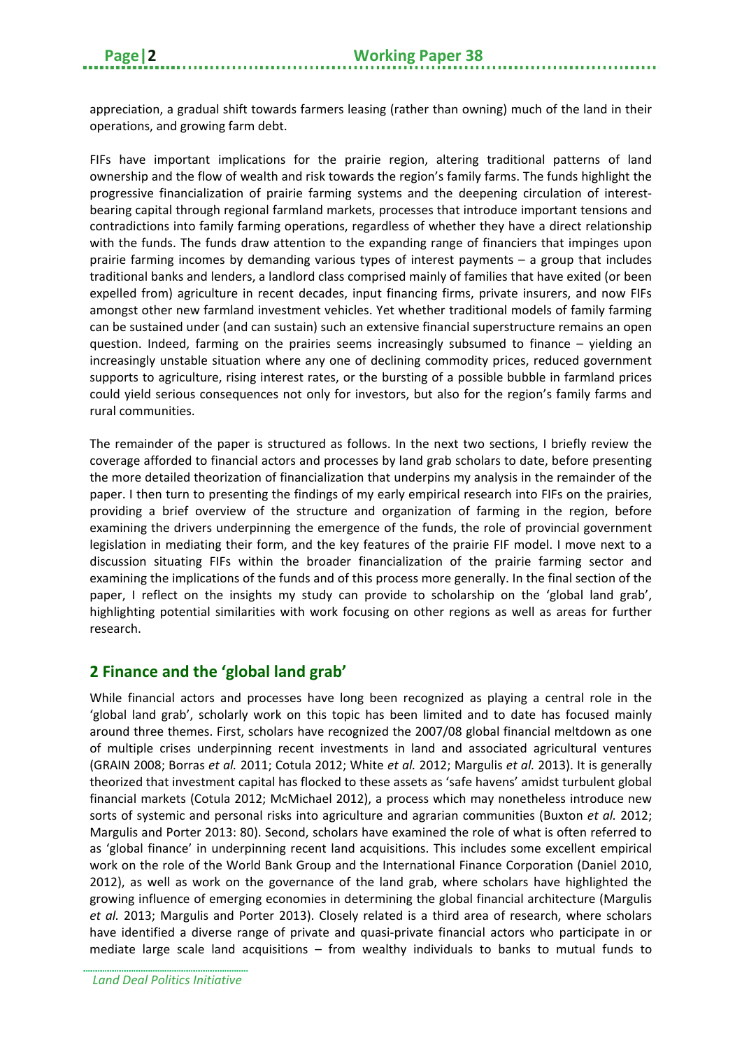appreciation, a gradual shift towards farmers leasing (rather than owning) much of the land in their operations, and growing farm debt.

FIFs have important implications for the prairie region, altering traditional patterns of land ownership and the flow of wealth and risk towards the region's family farms. The funds highlight the progressive financialization of prairie farming systems and the deepening circulation of interest-bearing capital through regional farmland markets, processes that introduce important tensions and contradictions into family farming operations, regardless of whether they have a direct relationship with the funds. The funds draw attention to the expanding range of financiers that impinges upon prairie farming incomes by demanding various types of interest payments – a group that includes traditional banks and lenders, a landlord class comprised mainly of families that have exited (or been expelled from) agriculture in recent decades, input financing firms, private insurers, and now FIFs amongst other new farmland investment vehicles. Yet whether traditional models of family farming can be sustained under (and can sustain) such an extensive financial superstructure remains an open question. Indeed, farming on the prairies seems increasingly subsumed to finance – yielding an increasingly unstable situation where any one of declining commodity prices, reduced government supports to agriculture, rising interest rates, or the bursting of a possible bubble in farmland prices could yield serious consequences not only for investors, but also for the region's family farms and rural communities.

The remainder of the paper is structured as follows. In the next two sections, I briefly review the coverage afforded to financial actors and processes by land grab scholars to date, before presenting the more detailed theorization of financialization that underpins my analysis in the remainder of the paper. I then turn to presenting the findings of my early empirical research into FIFs on the prairies, providing a brief overview of the structure and organization of farming in the region, before examining the drivers underpinning the emergence of the funds, the role of provincial government legislation in mediating their form, and the key features of the prairie FIF model. I move next to a discussion situating FIFs within the broader financialization of the prairie farming sector and examining the implications of the funds and of this process more generally. In the final section of the paper, I reflect on the insights my study can provide to scholarship on the 'global land grab', highlighting potential similarities with work focusing on other regions as well as areas for further research.

## 2 Finance and the 'global land grab'

While financial actors and processes have long been recognized as playing a central role in the 'global land grab', scholarly work on this topic has been limited and to date has focused mainly around three themes. First, scholars have recognized the 2007/08 global financial meltdown as one of multiple crises underpinning recent investments in land and associated agricultural ventures (GRAIN 2008; Borras *et al.* 2011; Cotula 2012; White *et al.* 2012; Margulis *et al.* 2013). It is generally theorized that investment capital has flocked to these assets as 'safe havens' amidst turbulent global financial markets (Cotula 2012; McMichael 2012), a process which may nonetheless introduce new sorts of systemic and personal risks into agriculture and agrarian communities (Buxton *et al.* 2012; Margulis and Porter 2013: 80). Second, scholars have examined the role of what is often referred to as 'global finance' in underpinning recent land acquisitions. This includes some excellent empirical work on the role of the World Bank Group and the International Finance Corporation (Daniel 2010, 2012), as well as work on the governance of the land grab, where scholars have highlighted the growing influence of emerging economies in determining the global financial architecture (Margulis *et al.* 2013; Margulis and Porter 2013). Closely related is a third area of research, where scholars have identified a diverse range of private and quasi-private financial actors who participate in or mediate large scale land acquisitions – from wealthy individuals to banks to mutual funds to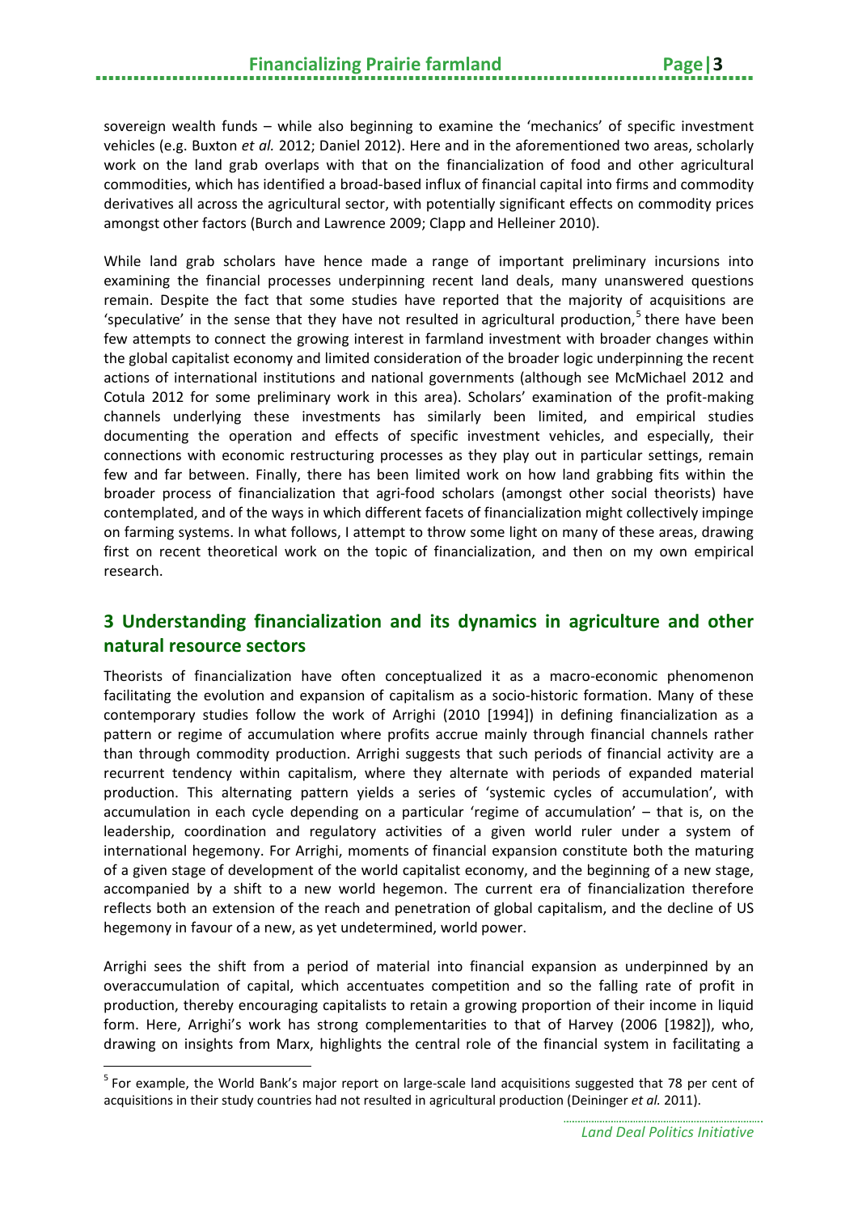sovereign wealth funds – while also beginning to examine the 'mechanics' of specific investment vehicles (e.g. Buxton *et al.* 2012; Daniel 2012). Here and in the aforementioned two areas, scholarly work on the land grab overlaps with that on the financialization of food and other agricultural commodities, which has identified a broad-based influx of financial capital into firms and commodity derivatives all across the agricultural sector, with potentially significant effects on commodity prices amongst other factors (Burch and Lawrence 2009; Clapp and Helleiner 2010).

While land grab scholars have hence made a range of important preliminary incursions into examining the financial processes underpinning recent land deals, many unanswered questions remain. Despite the fact that some studies have reported that the majority of acquisitions are 'speculative' in the sense that they have not resulted in agricultural production,[5] there have been few attempts to connect the growing interest in farmland investment with broader changes within the global capitalist economy and limited consideration of the broader logic underpinning the recent actions of international institutions and national governments (although see McMichael 2012 and Cotula 2012 for some preliminary work in this area). Scholars' examination of the profit-making channels underlying these investments has similarly been limited, and empirical studies documenting the operation and effects of specific investment vehicles, and especially, their connections with economic restructuring processes as they play out in particular settings, remain few and far between. Finally, there has been limited work on how land grabbing fits within the broader process of financialization that agri-food scholars (amongst other social theorists) have contemplated, and of the ways in which different facets of financialization might collectively impinge on farming systems. In what follows, I attempt to throw some light on many of these areas, drawing first on recent theoretical work on the topic of financialization, and then on my own empirical research.

## 3 Understanding financialization and its dynamics in agriculture and other natural resource sectors

Theorists of financialization have often conceptualized it as a macro-economic phenomenon facilitating the evolution and expansion of capitalism as a socio-historic formation. Many of these contemporary studies follow the work of Arrighi (2010 [1994]) in defining financialization as a pattern or regime of accumulation where profits accrue mainly through financial channels rather than through commodity production. Arrighi suggests that such periods of financial activity are a recurrent tendency within capitalism, where they alternate with periods of expanded material production. This alternating pattern yields a series of 'systemic cycles of accumulation', with accumulation in each cycle depending on a particular 'regime of accumulation' – that is, on the leadership, coordination and regulatory activities of a given world ruler under a system of international hegemony. For Arrighi, moments of financial expansion constitute both the maturing of a given stage of development of the world capitalist economy, and the beginning of a new stage, accompanied by a shift to a new world hegemon. The current era of financialization therefore reflects both an extension of the reach and penetration of global capitalism, and the decline of US hegemony in favour of a new, as yet undetermined, world power.

Arrighi sees the shift from a period of material into financial expansion as underpinned by an overaccumulation of capital, which accentuates competition and so the falling rate of profit in production, thereby encouraging capitalists to retain a growing proportion of their income in liquid form. Here, Arrighi's work has strong complementarities to that of Harvey (2006 [1982]), who, drawing on insights from Marx, highlights the central role of the financial system in facilitating a

[5] For example, the World Bank's major report on large-scale land acquisitions suggested that 78 per cent of acquisitions in their study countries had not resulted in agricultural production (Deininger *et al.* 2011).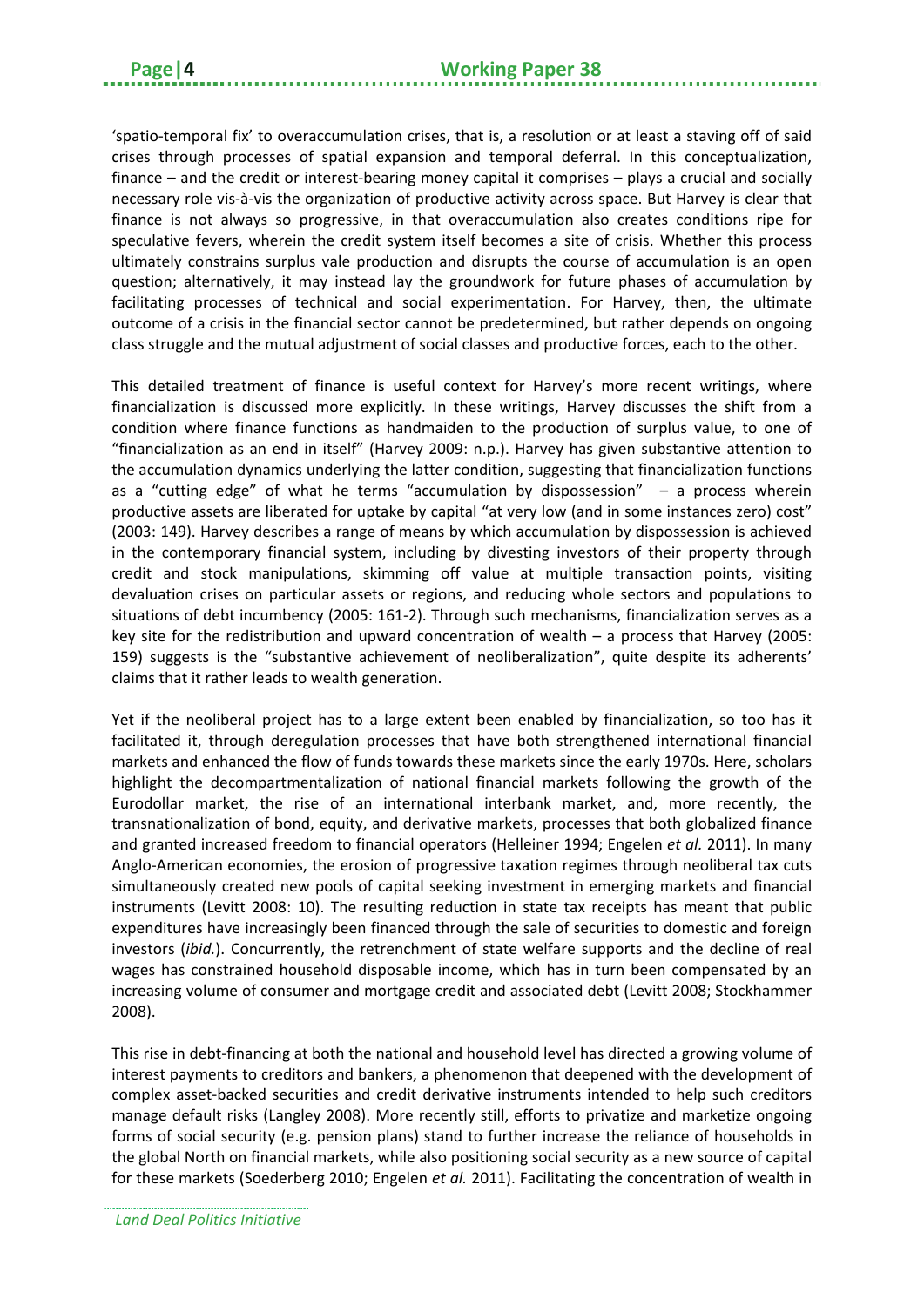'spatio-temporal fix' to overaccumulation crises, that is, a resolution or at least a staving off of said crises through processes of spatial expansion and temporal deferral. In this conceptualization, finance – and the credit or interest-bearing money capital it comprises – plays a crucial and socially necessary role vis-à-vis the organization of productive activity across space. But Harvey is clear that finance is not always so progressive, in that overaccumulation also creates conditions ripe for speculative fevers, wherein the credit system itself becomes a site of crisis. Whether this process ultimately constrains surplus vale production and disrupts the course of accumulation is an open question; alternatively, it may instead lay the groundwork for future phases of accumulation by facilitating processes of technical and social experimentation. For Harvey, then, the ultimate outcome of a crisis in the financial sector cannot be predetermined, but rather depends on ongoing class struggle and the mutual adjustment of social classes and productive forces, each to the other.

This detailed treatment of finance is useful context for Harvey's more recent writings, where financialization is discussed more explicitly. In these writings, Harvey discusses the shift from a condition where finance functions as handmaiden to the production of surplus value, to one of "financialization as an end in itself" (Harvey 2009: n.p.). Harvey has given substantive attention to the accumulation dynamics underlying the latter condition, suggesting that financialization functions as a "cutting edge" of what he terms "accumulation by dispossession" – a process wherein productive assets are liberated for uptake by capital "at very low (and in some instances zero) cost" (2003: 149). Harvey describes a range of means by which accumulation by dispossession is achieved in the contemporary financial system, including by divesting investors of their property through credit and stock manipulations, skimming off value at multiple transaction points, visiting devaluation crises on particular assets or regions, and reducing whole sectors and populations to situations of debt incumbency (2005: 161-2). Through such mechanisms, financialization serves as a key site for the redistribution and upward concentration of wealth – a process that Harvey (2005: 159) suggests is the "substantive achievement of neoliberalization", quite despite its adherents' claims that it rather leads to wealth generation.

Yet if the neoliberal project has to a large extent been enabled by financialization, so too has it facilitated it, through deregulation processes that have both strengthened international financial markets and enhanced the flow of funds towards these markets since the early 1970s. Here, scholars highlight the decompartmentalization of national financial markets following the growth of the Eurodollar market, the rise of an international interbank market, and, more recently, the transnationalization of bond, equity, and derivative markets, processes that both globalized finance and granted increased freedom to financial operators (Helleiner 1994; Engelen *et al.* 2011). In many Anglo-American economies, the erosion of progressive taxation regimes through neoliberal tax cuts simultaneously created new pools of capital seeking investment in emerging markets and financial instruments (Levitt 2008: 10). The resulting reduction in state tax receipts has meant that public expenditures have increasingly been financed through the sale of securities to domestic and foreign investors (*ibid.*). Concurrently, the retrenchment of state welfare supports and the decline of real wages has constrained household disposable income, which has in turn been compensated by an increasing volume of consumer and mortgage credit and associated debt (Levitt 2008; Stockhammer 2008).

This rise in debt-financing at both the national and household level has directed a growing volume of interest payments to creditors and bankers, a phenomenon that deepened with the development of complex asset-backed securities and credit derivative instruments intended to help such creditors manage default risks (Langley 2008). More recently still, efforts to privatize and marketize ongoing forms of social security (e.g. pension plans) stand to further increase the reliance of households in the global North on financial markets, while also positioning social security as a new source of capital for these markets (Soederberg 2010; Engelen *et al.* 2011). Facilitating the concentration of wealth in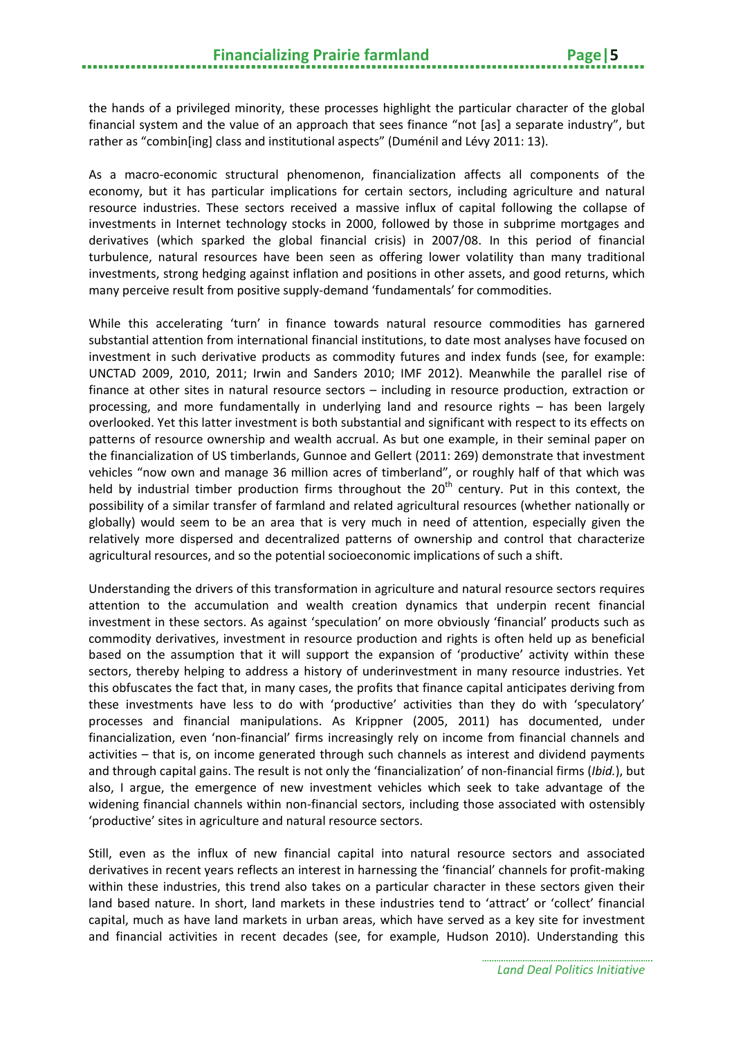the hands of a privileged minority, these processes highlight the particular character of the global financial system and the value of an approach that sees finance "not [as] a separate industry", but rather as "combin[ing] class and institutional aspects" (Duménil and Lévy 2011: 13).

As a macro-economic structural phenomenon, financialization affects all components of the economy, but it has particular implications for certain sectors, including agriculture and natural resource industries. These sectors received a massive influx of capital following the collapse of investments in Internet technology stocks in 2000, followed by those in subprime mortgages and derivatives (which sparked the global financial crisis) in 2007/08. In this period of financial turbulence, natural resources have been seen as offering lower volatility than many traditional investments, strong hedging against inflation and positions in other assets, and good returns, which many perceive result from positive supply-demand 'fundamentals' for commodities.

While this accelerating 'turn' in finance towards natural resource commodities has garnered substantial attention from international financial institutions, to date most analyses have focused on investment in such derivative products as commodity futures and index funds (see, for example: UNCTAD 2009, 2010, 2011; Irwin and Sanders 2010; IMF 2012). Meanwhile the parallel rise of finance at other sites in natural resource sectors – including in resource production, extraction or processing, and more fundamentally in underlying land and resource rights – has been largely overlooked. Yet this latter investment is both substantial and significant with respect to its effects on patterns of resource ownership and wealth accrual. As but one example, in their seminal paper on the financialization of US timberlands, Gunnoe and Gellert (2011: 269) demonstrate that investment vehicles "now own and manage 36 million acres of timberland", or roughly half of that which was held by industrial timber production firms throughout the 20th century. Put in this context, the possibility of a similar transfer of farmland and related agricultural resources (whether nationally or globally) would seem to be an area that is very much in need of attention, especially given the relatively more dispersed and decentralized patterns of ownership and control that characterize agricultural resources, and so the potential socioeconomic implications of such a shift.

Understanding the drivers of this transformation in agriculture and natural resource sectors requires attention to the accumulation and wealth creation dynamics that underpin recent financial investment in these sectors. As against 'speculation' on more obviously 'financial' products such as commodity derivatives, investment in resource production and rights is often held up as beneficial based on the assumption that it will support the expansion of 'productive' activity within these sectors, thereby helping to address a history of underinvestment in many resource industries. Yet this obfuscates the fact that, in many cases, the profits that finance capital anticipates deriving from these investments have less to do with 'productive' activities than they do with 'speculatory' processes and financial manipulations. As Krippner (2005, 2011) has documented, under financialization, even 'non-financial' firms increasingly rely on income from financial channels and activities – that is, on income generated through such channels as interest and dividend payments and through capital gains. The result is not only the 'financialization' of non-financial firms (*Ibid.*), but also, I argue, the emergence of new investment vehicles which seek to take advantage of the widening financial channels within non-financial sectors, including those associated with ostensibly 'productive' sites in agriculture and natural resource sectors.

Still, even as the influx of new financial capital into natural resource sectors and associated derivatives in recent years reflects an interest in harnessing the 'financial' channels for profit-making within these industries, this trend also takes on a particular character in these sectors given their land based nature. In short, land markets in these industries tend to 'attract' or 'collect' financial capital, much as have land markets in urban areas, which have served as a key site for investment and financial activities in recent decades (see, for example, Hudson 2010). Understanding this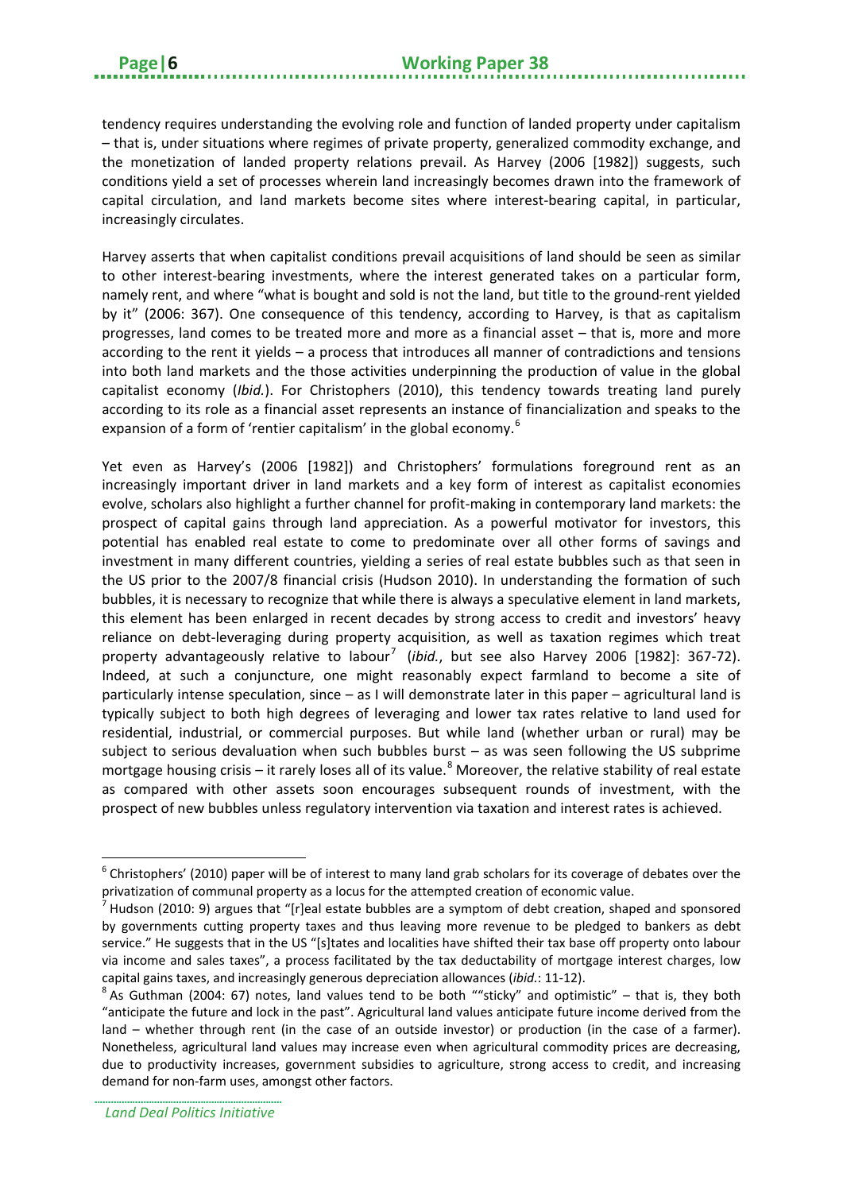tendency requires understanding the evolving role and function of landed property under capitalism – that is, under situations where regimes of private property, generalized commodity exchange, and the monetization of landed property relations prevail. As Harvey (2006 [1982]) suggests, such conditions yield a set of processes wherein land increasingly becomes drawn into the framework of capital circulation, and land markets become sites where interest-bearing capital, in particular, increasingly circulates.

Harvey asserts that when capitalist conditions prevail acquisitions of land should be seen as similar to other interest-bearing investments, where the interest generated takes on a particular form, namely rent, and where "what is bought and sold is not the land, but title to the ground-rent yielded by it" (2006: 367). One consequence of this tendency, according to Harvey, is that as capitalism progresses, land comes to be treated more and more as a financial asset – that is, more and more according to the rent it yields – a process that introduces all manner of contradictions and tensions into both land markets and the those activities underpinning the production of value in the global capitalist economy (*Ibid.*). For Christophers (2010), this tendency towards treating land purely according to its role as a financial asset represents an instance of financialization and speaks to the expansion of a form of 'rentier capitalism' in the global economy.[6]

Yet even as Harvey's (2006 [1982]) and Christophers' formulations foreground rent as an increasingly important driver in land markets and a key form of interest as capitalist economies evolve, scholars also highlight a further channel for profit-making in contemporary land markets: the prospect of capital gains through land appreciation. As a powerful motivator for investors, this potential has enabled real estate to come to predominate over all other forms of savings and investment in many different countries, yielding a series of real estate bubbles such as that seen in the US prior to the 2007/8 financial crisis (Hudson 2010). In understanding the formation of such bubbles, it is necessary to recognize that while there is always a speculative element in land markets, this element has been enlarged in recent decades by strong access to credit and investors' heavy reliance on debt-leveraging during property acquisition, as well as taxation regimes which treat property advantageously relative to labour[7] (*ibid.*, but see also Harvey 2006 [1982]: 367-72). Indeed, at such a conjuncture, one might reasonably expect farmland to become a site of particularly intense speculation, since – as I will demonstrate later in this paper – agricultural land is typically subject to both high degrees of leveraging and lower tax rates relative to land used for residential, industrial, or commercial purposes. But while land (whether urban or rural) may be subject to serious devaluation when such bubbles burst – as was seen following the US subprime mortgage housing crisis – it rarely loses all of its value.[8] Moreover, the relative stability of real estate as compared with other assets soon encourages subsequent rounds of investment, with the prospect of new bubbles unless regulatory intervention via taxation and interest rates is achieved.

---

[6] Christophers' (2010) paper will be of interest to many land grab scholars for its coverage of debates over the privatization of communal property as a locus for the attempted creation of economic value.

[7] Hudson (2010: 9) argues that "[r]eal estate bubbles are a symptom of debt creation, shaped and sponsored by governments cutting property taxes and thus leaving more revenue to be pledged to bankers as debt service." He suggests that in the US "[s]tates and localities have shifted their tax base off property onto labour via income and sales taxes", a process facilitated by the tax deductability of mortgage interest charges, low capital gains taxes, and increasingly generous depreciation allowances (*ibid.*: 11-12).

[8] As Guthman (2004: 67) notes, land values tend to be both ""sticky" and optimistic" – that is, they both "anticipate the future and lock in the past". Agricultural land values anticipate future income derived from the land – whether through rent (in the case of an outside investor) or production (in the case of a farmer). Nonetheless, agricultural land values may increase even when agricultural commodity prices are decreasing, due to productivity increases, government subsidies to agriculture, strong access to credit, and increasing demand for non-farm uses, amongst other factors.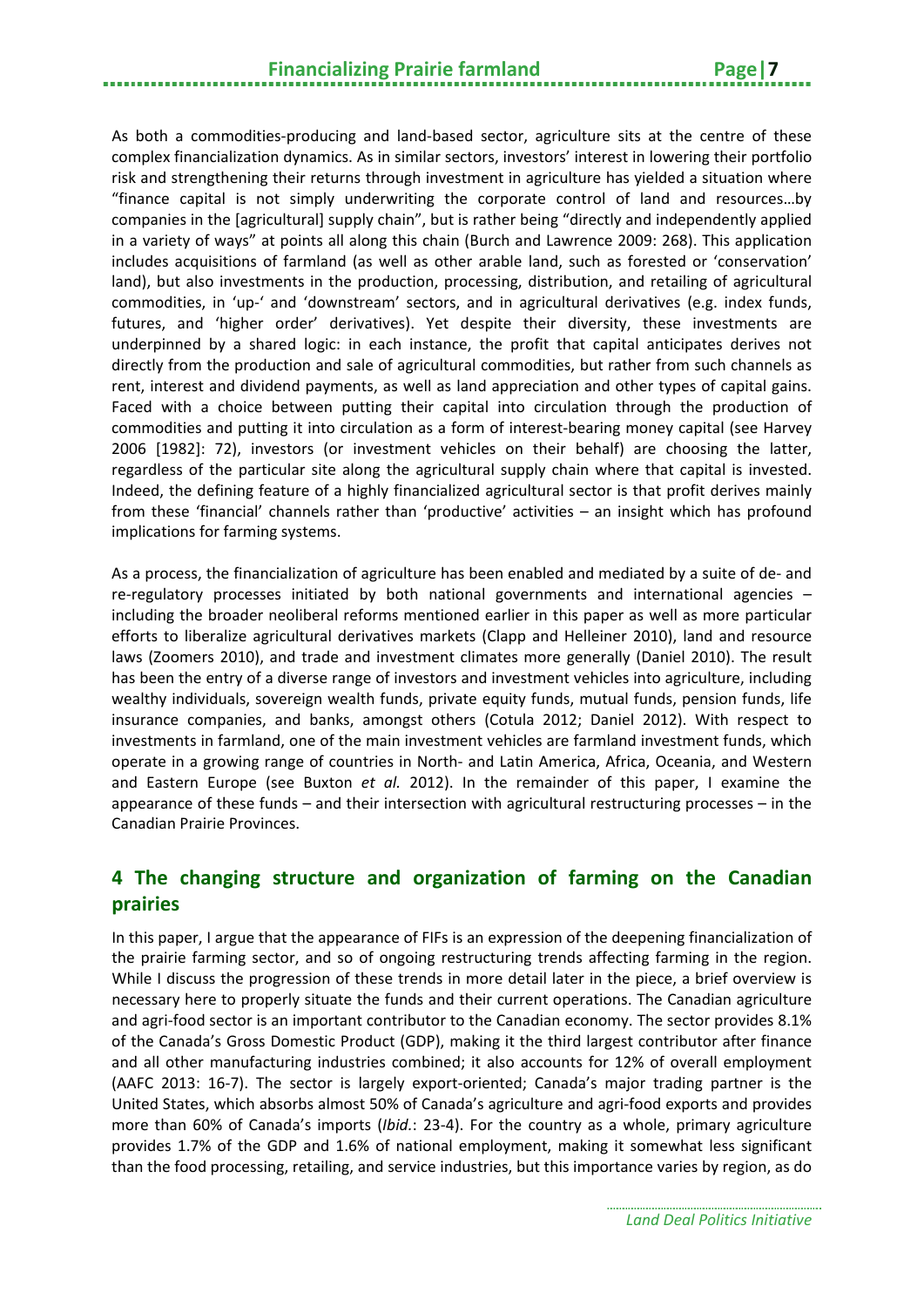As both a commodities-producing and land-based sector, agriculture sits at the centre of these complex financialization dynamics. As in similar sectors, investors' interest in lowering their portfolio risk and strengthening their returns through investment in agriculture has yielded a situation where "finance capital is not simply underwriting the corporate control of land and resources…by companies in the [agricultural] supply chain", but is rather being "directly and independently applied in a variety of ways" at points all along this chain (Burch and Lawrence 2009: 268). This application includes acquisitions of farmland (as well as other arable land, such as forested or 'conservation' land), but also investments in the production, processing, distribution, and retailing of agricultural commodities, in 'up-' and 'downstream' sectors, and in agricultural derivatives (e.g. index funds, futures, and 'higher order' derivatives). Yet despite their diversity, these investments are underpinned by a shared logic: in each instance, the profit that capital anticipates derives not directly from the production and sale of agricultural commodities, but rather from such channels as rent, interest and dividend payments, as well as land appreciation and other types of capital gains. Faced with a choice between putting their capital into circulation through the production of commodities and putting it into circulation as a form of interest-bearing money capital (see Harvey 2006 [1982]: 72), investors (or investment vehicles on their behalf) are choosing the latter, regardless of the particular site along the agricultural supply chain where that capital is invested. Indeed, the defining feature of a highly financialized agricultural sector is that profit derives mainly from these 'financial' channels rather than 'productive' activities – an insight which has profound implications for farming systems.

As a process, the financialization of agriculture has been enabled and mediated by a suite of de- and re-regulatory processes initiated by both national governments and international agencies – including the broader neoliberal reforms mentioned earlier in this paper as well as more particular efforts to liberalize agricultural derivatives markets (Clapp and Helleiner 2010), land and resource laws (Zoomers 2010), and trade and investment climates more generally (Daniel 2010). The result has been the entry of a diverse range of investors and investment vehicles into agriculture, including wealthy individuals, sovereign wealth funds, private equity funds, mutual funds, pension funds, life insurance companies, and banks, amongst others (Cotula 2012; Daniel 2012). With respect to investments in farmland, one of the main investment vehicles are farmland investment funds, which operate in a growing range of countries in North- and Latin America, Africa, Oceania, and Western and Eastern Europe (see Buxton *et al.* 2012). In the remainder of this paper, I examine the appearance of these funds – and their intersection with agricultural restructuring processes – in the Canadian Prairie Provinces.

## 4 The changing structure and organization of farming on the Canadian prairies

In this paper, I argue that the appearance of FIFs is an expression of the deepening financialization of the prairie farming sector, and so of ongoing restructuring trends affecting farming in the region. While I discuss the progression of these trends in more detail later in the piece, a brief overview is necessary here to properly situate the funds and their current operations. The Canadian agriculture and agri-food sector is an important contributor to the Canadian economy. The sector provides 8.1% of the Canada's Gross Domestic Product (GDP), making it the third largest contributor after finance and all other manufacturing industries combined; it also accounts for 12% of overall employment (AAFC 2013: 16-7). The sector is largely export-oriented; Canada's major trading partner is the United States, which absorbs almost 50% of Canada's agriculture and agri-food exports and provides more than 60% of Canada's imports (*Ibid.*: 23-4). For the country as a whole, primary agriculture provides 1.7% of the GDP and 1.6% of national employment, making it somewhat less significant than the food processing, retailing, and service industries, but this importance varies by region, as do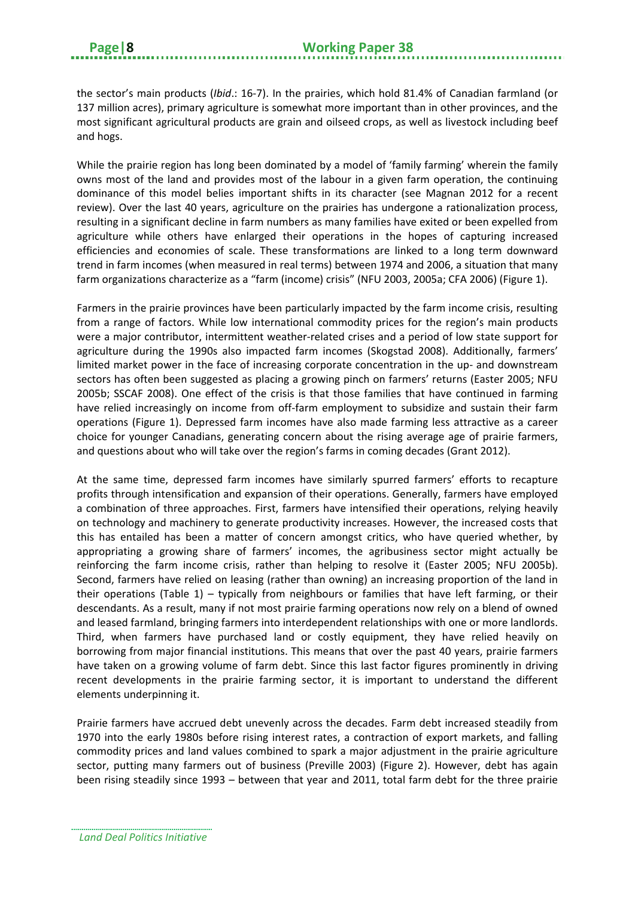the sector's main products (*Ibid*.: 16-7). In the prairies, which hold 81.4% of Canadian farmland (or 137 million acres), primary agriculture is somewhat more important than in other provinces, and the most significant agricultural products are grain and oilseed crops, as well as livestock including beef and hogs.

While the prairie region has long been dominated by a model of 'family farming' wherein the family owns most of the land and provides most of the labour in a given farm operation, the continuing dominance of this model belies important shifts in its character (see Magnan 2012 for a recent review). Over the last 40 years, agriculture on the prairies has undergone a rationalization process, resulting in a significant decline in farm numbers as many families have exited or been expelled from agriculture while others have enlarged their operations in the hopes of capturing increased efficiencies and economies of scale. These transformations are linked to a long term downward trend in farm incomes (when measured in real terms) between 1974 and 2006, a situation that many farm organizations characterize as a "farm (income) crisis" (NFU 2003, 2005a; CFA 2006) (Figure 1).

Farmers in the prairie provinces have been particularly impacted by the farm income crisis, resulting from a range of factors. While low international commodity prices for the region's main products were a major contributor, intermittent weather-related crises and a period of low state support for agriculture during the 1990s also impacted farm incomes (Skogstad 2008). Additionally, farmers' limited market power in the face of increasing corporate concentration in the up- and downstream sectors has often been suggested as placing a growing pinch on farmers' returns (Easter 2005; NFU 2005b; SSCAF 2008). One effect of the crisis is that those families that have continued in farming have relied increasingly on income from off-farm employment to subsidize and sustain their farm operations (Figure 1). Depressed farm incomes have also made farming less attractive as a career choice for younger Canadians, generating concern about the rising average age of prairie farmers, and questions about who will take over the region's farms in coming decades (Grant 2012).

At the same time, depressed farm incomes have similarly spurred farmers' efforts to recapture profits through intensification and expansion of their operations. Generally, farmers have employed a combination of three approaches. First, farmers have intensified their operations, relying heavily on technology and machinery to generate productivity increases. However, the increased costs that this has entailed has been a matter of concern amongst critics, who have queried whether, by appropriating a growing share of farmers' incomes, the agribusiness sector might actually be reinforcing the farm income crisis, rather than helping to resolve it (Easter 2005; NFU 2005b). Second, farmers have relied on leasing (rather than owning) an increasing proportion of the land in their operations (Table 1) – typically from neighbours or families that have left farming, or their descendants. As a result, many if not most prairie farming operations now rely on a blend of owned and leased farmland, bringing farmers into interdependent relationships with one or more landlords. Third, when farmers have purchased land or costly equipment, they have relied heavily on borrowing from major financial institutions. This means that over the past 40 years, prairie farmers have taken on a growing volume of farm debt. Since this last factor figures prominently in driving recent developments in the prairie farming sector, it is important to understand the different elements underpinning it.

Prairie farmers have accrued debt unevenly across the decades. Farm debt increased steadily from 1970 into the early 1980s before rising interest rates, a contraction of export markets, and falling commodity prices and land values combined to spark a major adjustment in the prairie agriculture sector, putting many farmers out of business (Preville 2003) (Figure 2). However, debt has again been rising steadily since 1993 – between that year and 2011, total farm debt for the three prairie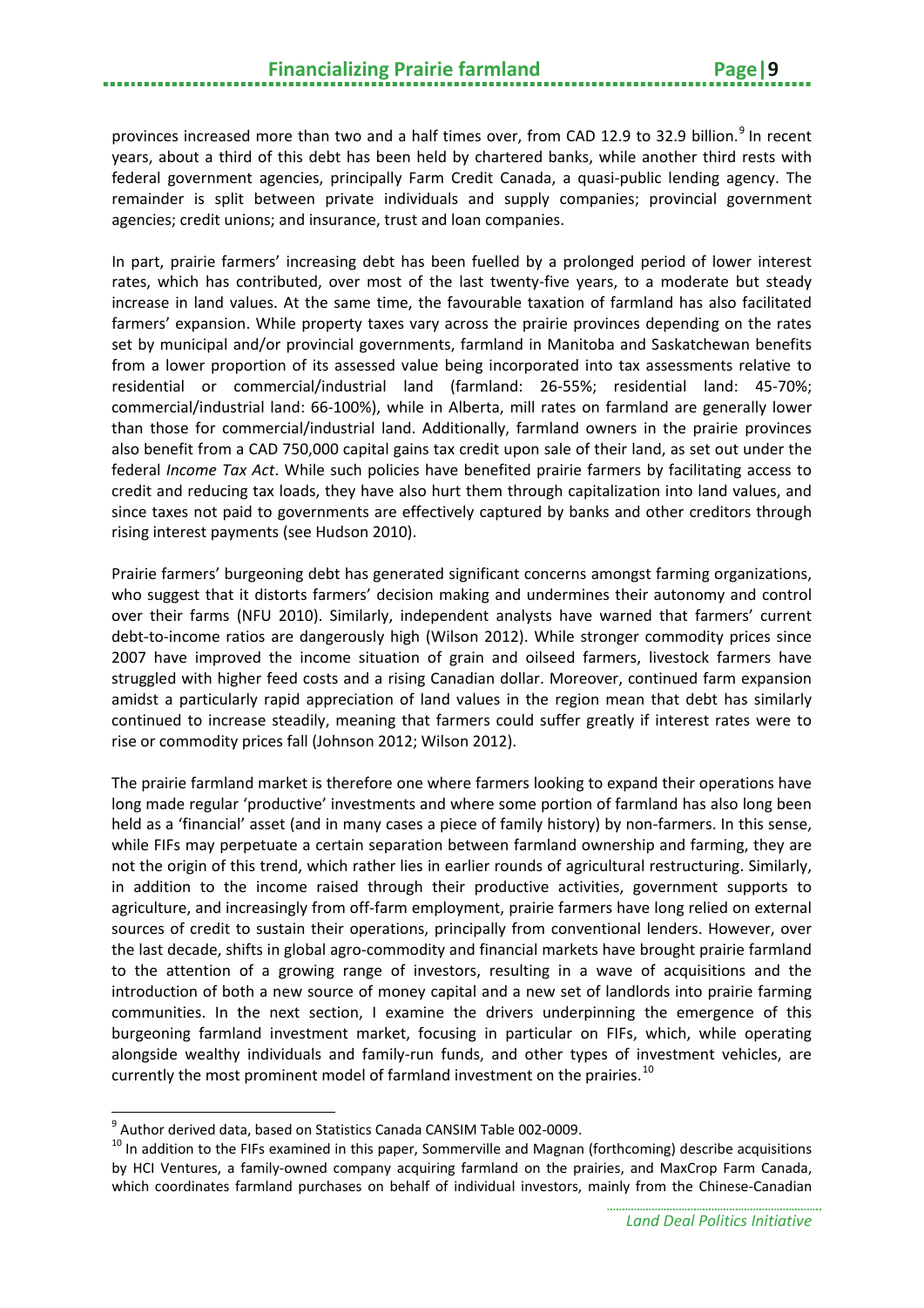provinces increased more than two and a half times over, from CAD 12.9 to 32.9 billion.[9] In recent years, about a third of this debt has been held by chartered banks, while another third rests with federal government agencies, principally Farm Credit Canada, a quasi-public lending agency. The remainder is split between private individuals and supply companies; provincial government agencies; credit unions; and insurance, trust and loan companies.

In part, prairie farmers' increasing debt has been fuelled by a prolonged period of lower interest rates, which has contributed, over most of the last twenty-five years, to a moderate but steady increase in land values. At the same time, the favourable taxation of farmland has also facilitated farmers' expansion. While property taxes vary across the prairie provinces depending on the rates set by municipal and/or provincial governments, farmland in Manitoba and Saskatchewan benefits from a lower proportion of its assessed value being incorporated into tax assessments relative to residential or commercial/industrial land (farmland: 26-55%; residential land: 45-70%; commercial/industrial land: 66-100%), while in Alberta, mill rates on farmland are generally lower than those for commercial/industrial land. Additionally, farmland owners in the prairie provinces also benefit from a CAD 750,000 capital gains tax credit upon sale of their land, as set out under the federal *Income Tax Act*. While such policies have benefited prairie farmers by facilitating access to credit and reducing tax loads, they have also hurt them through capitalization into land values, and since taxes not paid to governments are effectively captured by banks and other creditors through rising interest payments (see Hudson 2010).

Prairie farmers' burgeoning debt has generated significant concerns amongst farming organizations, who suggest that it distorts farmers' decision making and undermines their autonomy and control over their farms (NFU 2010). Similarly, independent analysts have warned that farmers' current debt-to-income ratios are dangerously high (Wilson 2012). While stronger commodity prices since 2007 have improved the income situation of grain and oilseed farmers, livestock farmers have struggled with higher feed costs and a rising Canadian dollar. Moreover, continued farm expansion amidst a particularly rapid appreciation of land values in the region mean that debt has similarly continued to increase steadily, meaning that farmers could suffer greatly if interest rates were to rise or commodity prices fall (Johnson 2012; Wilson 2012).

The prairie farmland market is therefore one where farmers looking to expand their operations have long made regular 'productive' investments and where some portion of farmland has also long been held as a 'financial' asset (and in many cases a piece of family history) by non-farmers. In this sense, while FIFs may perpetuate a certain separation between farmland ownership and farming, they are not the origin of this trend, which rather lies in earlier rounds of agricultural restructuring. Similarly, in addition to the income raised through their productive activities, government supports to agriculture, and increasingly from off-farm employment, prairie farmers have long relied on external sources of credit to sustain their operations, principally from conventional lenders. However, over the last decade, shifts in global agro-commodity and financial markets have brought prairie farmland to the attention of a growing range of investors, resulting in a wave of acquisitions and the introduction of both a new source of money capital and a new set of landlords into prairie farming communities. In the next section, I examine the drivers underpinning the emergence of this burgeoning farmland investment market, focusing in particular on FIFs, which, while operating alongside wealthy individuals and family-run funds, and other types of investment vehicles, are currently the most prominent model of farmland investment on the prairies.[10]

---

[9] Author derived data, based on Statistics Canada CANSIM Table 002-0009.

[10] In addition to the FIFs examined in this paper, Sommerville and Magnan (forthcoming) describe acquisitions by HCI Ventures, a family-owned company acquiring farmland on the prairies, and MaxCrop Farm Canada, which coordinates farmland purchases on behalf of individual investors, mainly from the Chinese-Canadian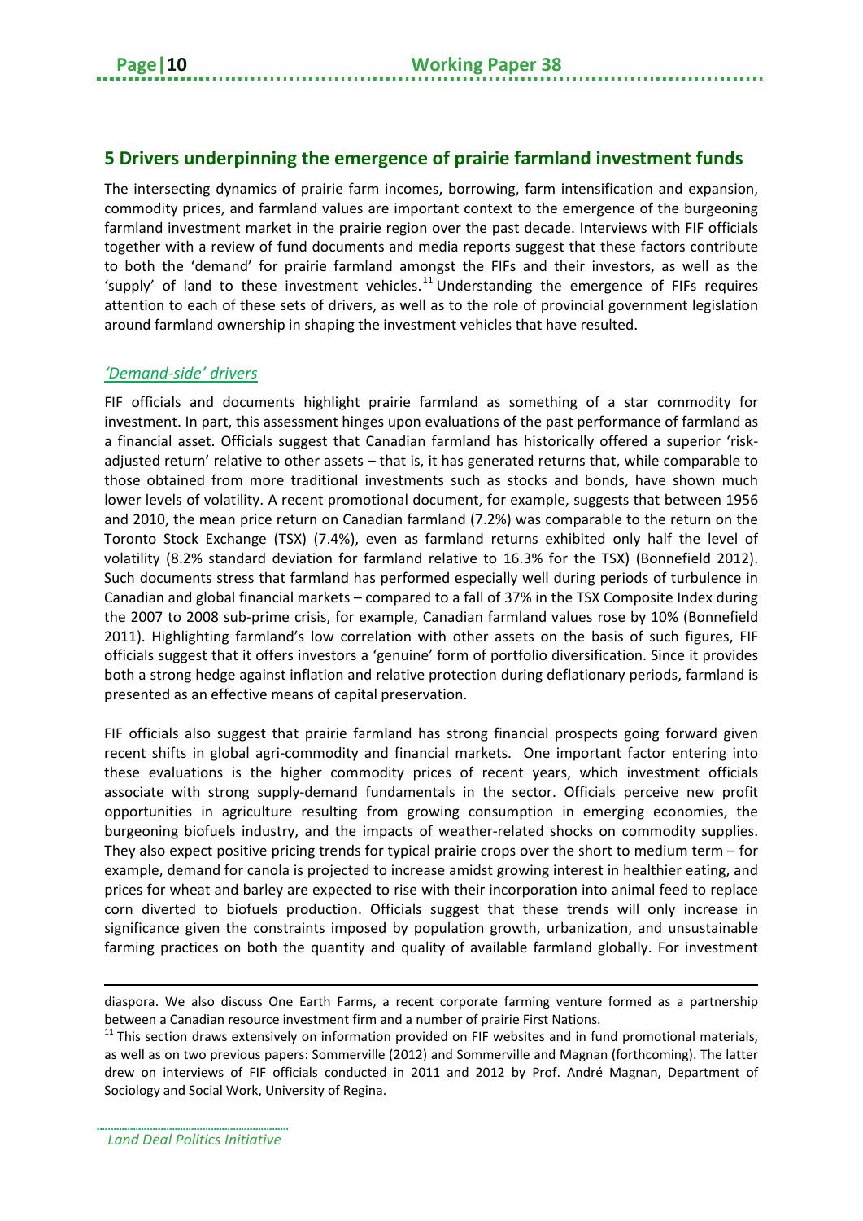## 5 Drivers underpinning the emergence of prairie farmland investment funds

The intersecting dynamics of prairie farm incomes, borrowing, farm intensification and expansion, commodity prices, and farmland values are important context to the emergence of the burgeoning farmland investment market in the prairie region over the past decade. Interviews with FIF officials together with a review of fund documents and media reports suggest that these factors contribute to both the 'demand' for prairie farmland amongst the FIFs and their investors, as well as the 'supply' of land to these investment vehicles.[11] Understanding the emergence of FIFs requires attention to each of these sets of drivers, as well as to the role of provincial government legislation around farmland ownership in shaping the investment vehicles that have resulted.

### *'Demand-side' drivers*

FIF officials and documents highlight prairie farmland as something of a star commodity for investment. In part, this assessment hinges upon evaluations of the past performance of farmland as a financial asset. Officials suggest that Canadian farmland has historically offered a superior 'risk-adjusted return' relative to other assets – that is, it has generated returns that, while comparable to those obtained from more traditional investments such as stocks and bonds, have shown much lower levels of volatility. A recent promotional document, for example, suggests that between 1956 and 2010, the mean price return on Canadian farmland (7.2%) was comparable to the return on the Toronto Stock Exchange (TSX) (7.4%), even as farmland returns exhibited only half the level of volatility (8.2% standard deviation for farmland relative to 16.3% for the TSX) (Bonnefield 2012). Such documents stress that farmland has performed especially well during periods of turbulence in Canadian and global financial markets – compared to a fall of 37% in the TSX Composite Index during the 2007 to 2008 sub-prime crisis, for example, Canadian farmland values rose by 10% (Bonnefield 2011). Highlighting farmland's low correlation with other assets on the basis of such figures, FIF officials suggest that it offers investors a 'genuine' form of portfolio diversification. Since it provides both a strong hedge against inflation and relative protection during deflationary periods, farmland is presented as an effective means of capital preservation.

FIF officials also suggest that prairie farmland has strong financial prospects going forward given recent shifts in global agri-commodity and financial markets. One important factor entering into these evaluations is the higher commodity prices of recent years, which investment officials associate with strong supply-demand fundamentals in the sector. Officials perceive new profit opportunities in agriculture resulting from growing consumption in emerging economies, the burgeoning biofuels industry, and the impacts of weather-related shocks on commodity supplies. They also expect positive pricing trends for typical prairie crops over the short to medium term – for example, demand for canola is projected to increase amidst growing interest in healthier eating, and prices for wheat and barley are expected to rise with their incorporation into animal feed to replace corn diverted to biofuels production. Officials suggest that these trends will only increase in significance given the constraints imposed by population growth, urbanization, and unsustainable farming practices on both the quantity and quality of available farmland globally. For investment

---

diaspora. We also discuss One Earth Farms, a recent corporate farming venture formed as a partnership between a Canadian resource investment firm and a number of prairie First Nations.

[11] This section draws extensively on information provided on FIF websites and in fund promotional materials, as well as on two previous papers: Sommerville (2012) and Sommerville and Magnan (forthcoming). The latter drew on interviews of FIF officials conducted in 2011 and 2012 by Prof. André Magnan, Department of Sociology and Social Work, University of Regina.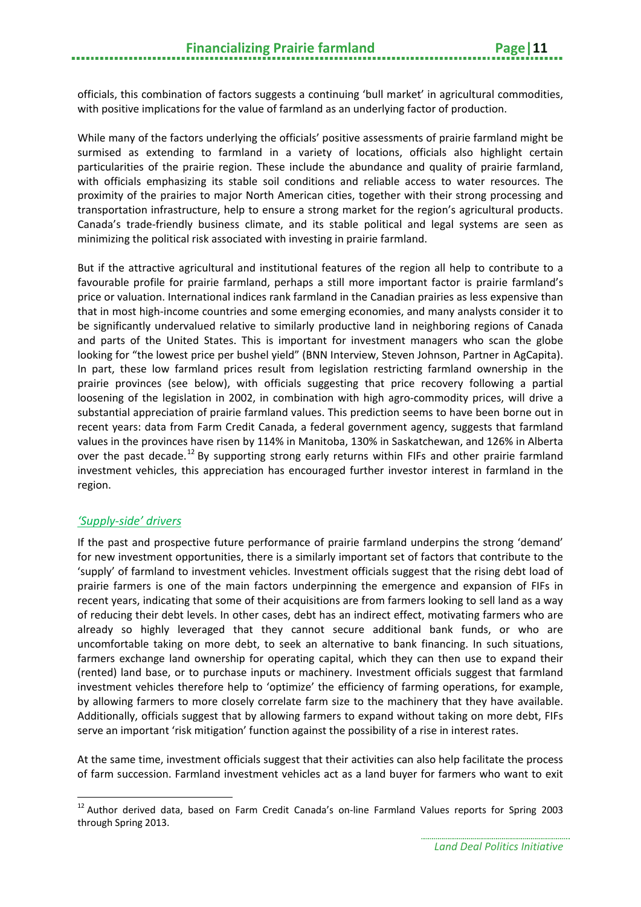officials, this combination of factors suggests a continuing 'bull market' in agricultural commodities, with positive implications for the value of farmland as an underlying factor of production.

While many of the factors underlying the officials' positive assessments of prairie farmland might be surmised as extending to farmland in a variety of locations, officials also highlight certain particularities of the prairie region. These include the abundance and quality of prairie farmland, with officials emphasizing its stable soil conditions and reliable access to water resources. The proximity of the prairies to major North American cities, together with their strong processing and transportation infrastructure, help to ensure a strong market for the region's agricultural products. Canada's trade-friendly business climate, and its stable political and legal systems are seen as minimizing the political risk associated with investing in prairie farmland.

But if the attractive agricultural and institutional features of the region all help to contribute to a favourable profile for prairie farmland, perhaps a still more important factor is prairie farmland's price or valuation. International indices rank farmland in the Canadian prairies as less expensive than that in most high-income countries and some emerging economies, and many analysts consider it to be significantly undervalued relative to similarly productive land in neighboring regions of Canada and parts of the United States. This is important for investment managers who scan the globe looking for "the lowest price per bushel yield" (BNN Interview, Steven Johnson, Partner in AgCapita). In part, these low farmland prices result from legislation restricting farmland ownership in the prairie provinces (see below), with officials suggesting that price recovery following a partial loosening of the legislation in 2002, in combination with high agro-commodity prices, will drive a substantial appreciation of prairie farmland values. This prediction seems to have been borne out in recent years: data from Farm Credit Canada, a federal government agency, suggests that farmland values in the provinces have risen by 114% in Manitoba, 130% in Saskatchewan, and 126% in Alberta over the past decade.[12] By supporting strong early returns within FIFs and other prairie farmland investment vehicles, this appreciation has encouraged further investor interest in farmland in the region.

### *'Supply-side' drivers*

If the past and prospective future performance of prairie farmland underpins the strong 'demand' for new investment opportunities, there is a similarly important set of factors that contribute to the 'supply' of farmland to investment vehicles. Investment officials suggest that the rising debt load of prairie farmers is one of the main factors underpinning the emergence and expansion of FIFs in recent years, indicating that some of their acquisitions are from farmers looking to sell land as a way of reducing their debt levels. In other cases, debt has an indirect effect, motivating farmers who are already so highly leveraged that they cannot secure additional bank funds, or who are uncomfortable taking on more debt, to seek an alternative to bank financing. In such situations, farmers exchange land ownership for operating capital, which they can then use to expand their (rented) land base, or to purchase inputs or machinery. Investment officials suggest that farmland investment vehicles therefore help to 'optimize' the efficiency of farming operations, for example, by allowing farmers to more closely correlate farm size to the machinery that they have available. Additionally, officials suggest that by allowing farmers to expand without taking on more debt, FIFs serve an important 'risk mitigation' function against the possibility of a rise in interest rates.

At the same time, investment officials suggest that their activities can also help facilitate the process of farm succession. Farmland investment vehicles act as a land buyer for farmers who want to exit

[12] Author derived data, based on Farm Credit Canada's on-line Farmland Values reports for Spring 2003 through Spring 2013.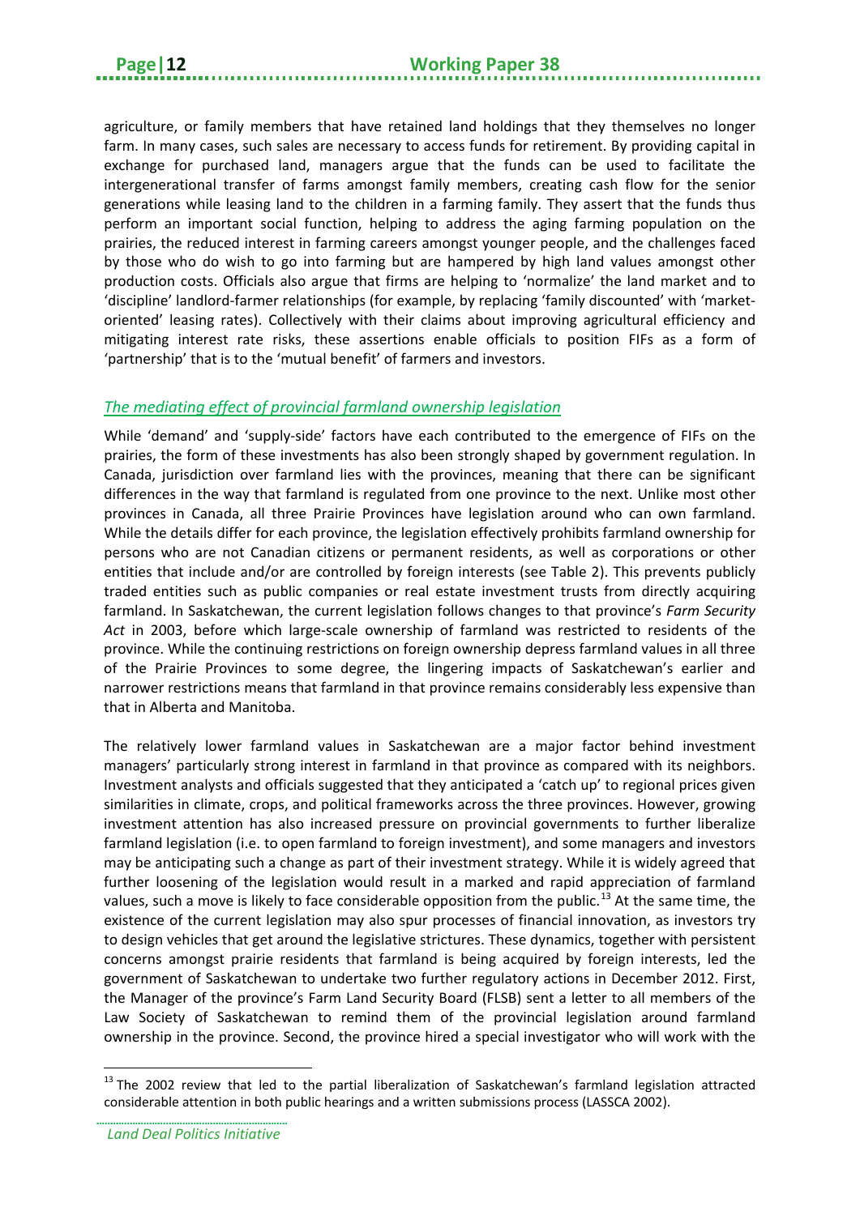agriculture, or family members that have retained land holdings that they themselves no longer farm. In many cases, such sales are necessary to access funds for retirement. By providing capital in exchange for purchased land, managers argue that the funds can be used to facilitate the intergenerational transfer of farms amongst family members, creating cash flow for the senior generations while leasing land to the children in a farming family. They assert that the funds thus perform an important social function, helping to address the aging farming population on the prairies, the reduced interest in farming careers amongst younger people, and the challenges faced by those who do wish to go into farming but are hampered by high land values amongst other production costs. Officials also argue that firms are helping to 'normalize' the land market and to 'discipline' landlord-farmer relationships (for example, by replacing 'family discounted' with 'market-oriented' leasing rates). Collectively with their claims about improving agricultural efficiency and mitigating interest rate risks, these assertions enable officials to position FIFs as a form of 'partnership' that is to the 'mutual benefit' of farmers and investors.

### *The mediating effect of provincial farmland ownership legislation*

While 'demand' and 'supply-side' factors have each contributed to the emergence of FIFs on the prairies, the form of these investments has also been strongly shaped by government regulation. In Canada, jurisdiction over farmland lies with the provinces, meaning that there can be significant differences in the way that farmland is regulated from one province to the next. Unlike most other provinces in Canada, all three Prairie Provinces have legislation around who can own farmland. While the details differ for each province, the legislation effectively prohibits farmland ownership for persons who are not Canadian citizens or permanent residents, as well as corporations or other entities that include and/or are controlled by foreign interests (see Table 2). This prevents publicly traded entities such as public companies or real estate investment trusts from directly acquiring farmland. In Saskatchewan, the current legislation follows changes to that province's *Farm Security Act* in 2003, before which large-scale ownership of farmland was restricted to residents of the province. While the continuing restrictions on foreign ownership depress farmland values in all three of the Prairie Provinces to some degree, the lingering impacts of Saskatchewan's earlier and narrower restrictions means that farmland in that province remains considerably less expensive than that in Alberta and Manitoba.

The relatively lower farmland values in Saskatchewan are a major factor behind investment managers' particularly strong interest in farmland in that province as compared with its neighbors. Investment analysts and officials suggested that they anticipated a 'catch up' to regional prices given similarities in climate, crops, and political frameworks across the three provinces. However, growing investment attention has also increased pressure on provincial governments to further liberalize farmland legislation (i.e. to open farmland to foreign investment), and some managers and investors may be anticipating such a change as part of their investment strategy. While it is widely agreed that further loosening of the legislation would result in a marked and rapid appreciation of farmland values, such a move is likely to face considerable opposition from the public.[13] At the same time, the existence of the current legislation may also spur processes of financial innovation, as investors try to design vehicles that get around the legislative strictures. These dynamics, together with persistent concerns amongst prairie residents that farmland is being acquired by foreign interests, led the government of Saskatchewan to undertake two further regulatory actions in December 2012. First, the Manager of the province's Farm Land Security Board (FLSB) sent a letter to all members of the Law Society of Saskatchewan to remind them of the provincial legislation around farmland ownership in the province. Second, the province hired a special investigator who will work with the

[13] The 2002 review that led to the partial liberalization of Saskatchewan's farmland legislation attracted considerable attention in both public hearings and a written submissions process (LASSCA 2002).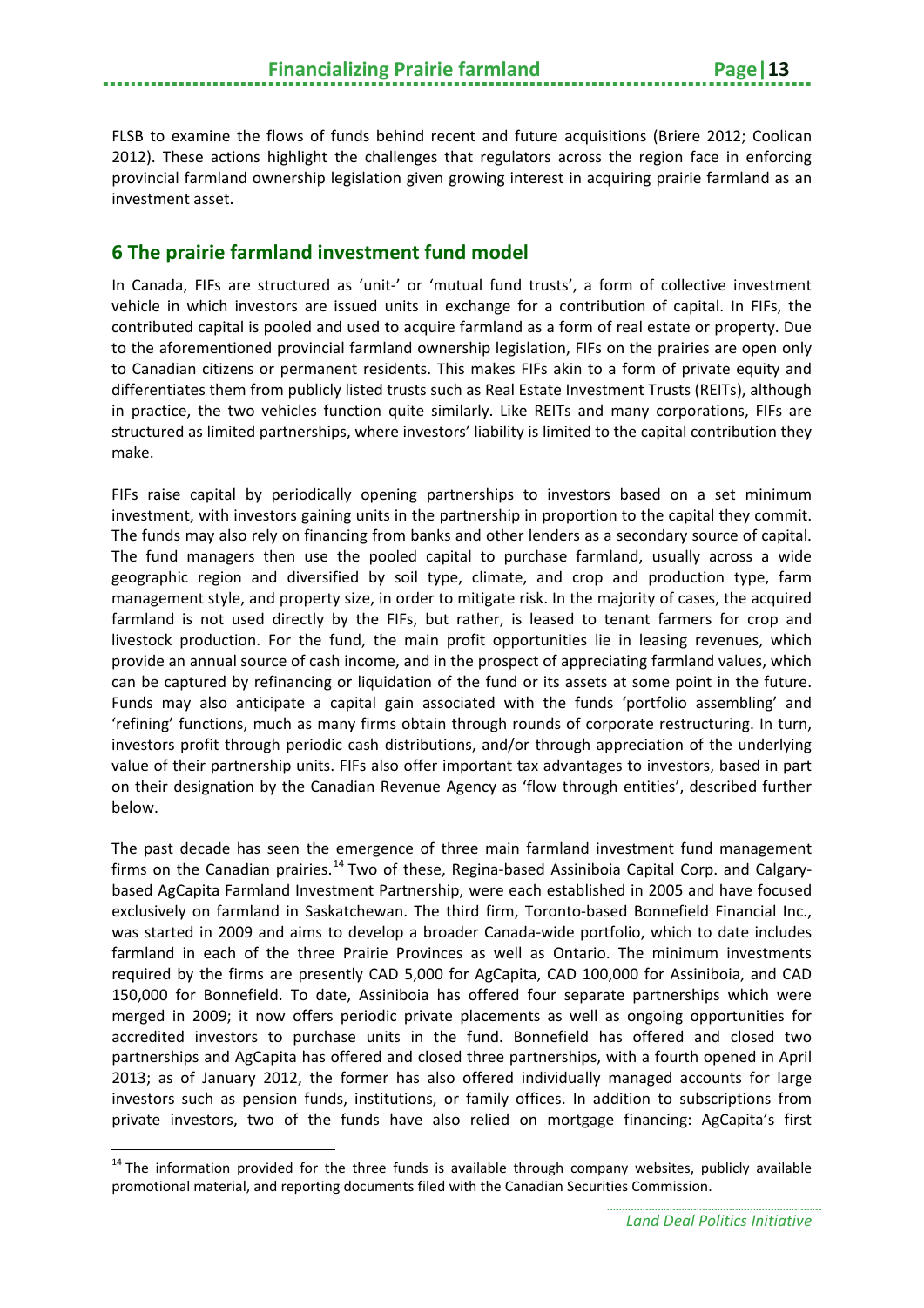FLSB to examine the flows of funds behind recent and future acquisitions (Briere 2012; Coolican 2012). These actions highlight the challenges that regulators across the region face in enforcing provincial farmland ownership legislation given growing interest in acquiring prairie farmland as an investment asset.

## 6 The prairie farmland investment fund model

In Canada, FIFs are structured as 'unit-' or 'mutual fund trusts', a form of collective investment vehicle in which investors are issued units in exchange for a contribution of capital. In FIFs, the contributed capital is pooled and used to acquire farmland as a form of real estate or property. Due to the aforementioned provincial farmland ownership legislation, FIFs on the prairies are open only to Canadian citizens or permanent residents. This makes FIFs akin to a form of private equity and differentiates them from publicly listed trusts such as Real Estate Investment Trusts (REITs), although in practice, the two vehicles function quite similarly. Like REITs and many corporations, FIFs are structured as limited partnerships, where investors' liability is limited to the capital contribution they make.

FIFs raise capital by periodically opening partnerships to investors based on a set minimum investment, with investors gaining units in the partnership in proportion to the capital they commit. The funds may also rely on financing from banks and other lenders as a secondary source of capital. The fund managers then use the pooled capital to purchase farmland, usually across a wide geographic region and diversified by soil type, climate, and crop and production type, farm management style, and property size, in order to mitigate risk. In the majority of cases, the acquired farmland is not used directly by the FIFs, but rather, is leased to tenant farmers for crop and livestock production. For the fund, the main profit opportunities lie in leasing revenues, which provide an annual source of cash income, and in the prospect of appreciating farmland values, which can be captured by refinancing or liquidation of the fund or its assets at some point in the future. Funds may also anticipate a capital gain associated with the funds 'portfolio assembling' and 'refining' functions, much as many firms obtain through rounds of corporate restructuring. In turn, investors profit through periodic cash distributions, and/or through appreciation of the underlying value of their partnership units. FIFs also offer important tax advantages to investors, based in part on their designation by the Canadian Revenue Agency as 'flow through entities', described further below.

The past decade has seen the emergence of three main farmland investment fund management firms on the Canadian prairies.[14] Two of these, Regina-based Assiniboia Capital Corp. and Calgary-based AgCapita Farmland Investment Partnership, were each established in 2005 and have focused exclusively on farmland in Saskatchewan. The third firm, Toronto-based Bonnefield Financial Inc., was started in 2009 and aims to develop a broader Canada-wide portfolio, which to date includes farmland in each of the three Prairie Provinces as well as Ontario. The minimum investments required by the firms are presently CAD 5,000 for AgCapita, CAD 100,000 for Assiniboia, and CAD 150,000 for Bonnefield. To date, Assiniboia has offered four separate partnerships which were merged in 2009; it now offers periodic private placements as well as ongoing opportunities for accredited investors to purchase units in the fund. Bonnefield has offered and closed two partnerships and AgCapita has offered and closed three partnerships, with a fourth opened in April 2013; as of January 2012, the former has also offered individually managed accounts for large investors such as pension funds, institutions, or family offices. In addition to subscriptions from private investors, two of the funds have also relied on mortgage financing: AgCapita's first

[14] The information provided for the three funds is available through company websites, publicly available promotional material, and reporting documents filed with the Canadian Securities Commission.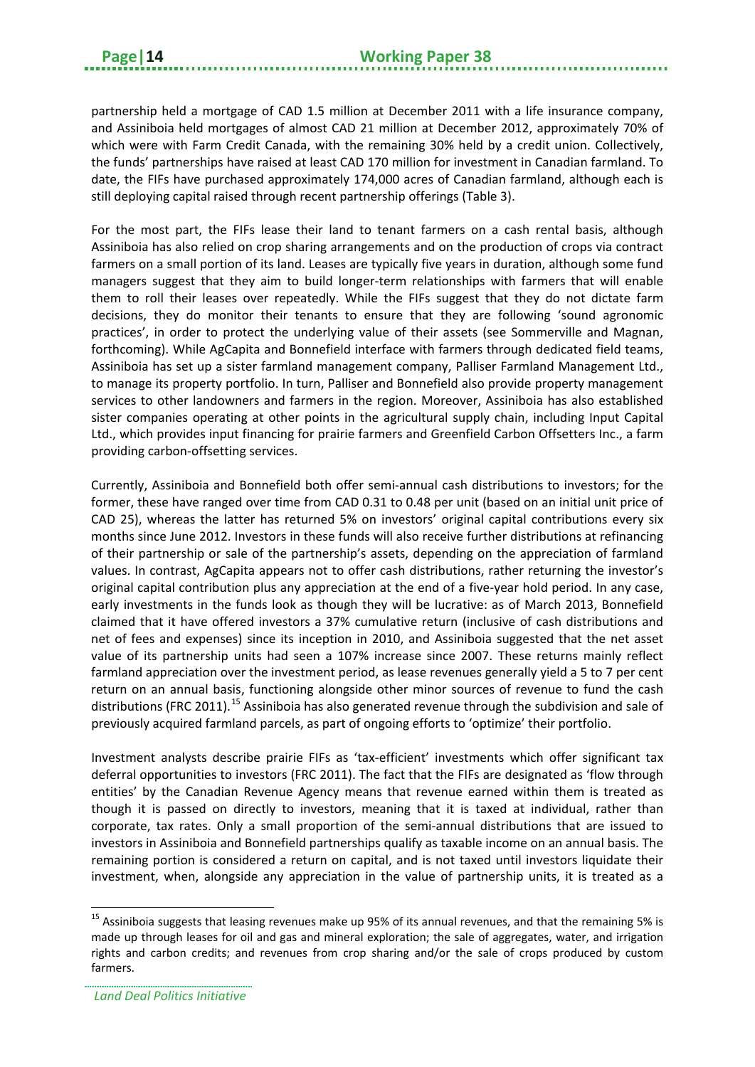partnership held a mortgage of CAD 1.5 million at December 2011 with a life insurance company, and Assiniboia held mortgages of almost CAD 21 million at December 2012, approximately 70% of which were with Farm Credit Canada, with the remaining 30% held by a credit union. Collectively, the funds' partnerships have raised at least CAD 170 million for investment in Canadian farmland. To date, the FIFs have purchased approximately 174,000 acres of Canadian farmland, although each is still deploying capital raised through recent partnership offerings (Table 3).

For the most part, the FIFs lease their land to tenant farmers on a cash rental basis, although Assiniboia has also relied on crop sharing arrangements and on the production of crops via contract farmers on a small portion of its land. Leases are typically five years in duration, although some fund managers suggest that they aim to build longer-term relationships with farmers that will enable them to roll their leases over repeatedly. While the FIFs suggest that they do not dictate farm decisions, they do monitor their tenants to ensure that they are following 'sound agronomic practices', in order to protect the underlying value of their assets (see Sommerville and Magnan, forthcoming). While AgCapita and Bonnefield interface with farmers through dedicated field teams, Assiniboia has set up a sister farmland management company, Palliser Farmland Management Ltd., to manage its property portfolio. In turn, Palliser and Bonnefield also provide property management services to other landowners and farmers in the region. Moreover, Assiniboia has also established sister companies operating at other points in the agricultural supply chain, including Input Capital Ltd., which provides input financing for prairie farmers and Greenfield Carbon Offsetters Inc., a farm providing carbon-offsetting services.

Currently, Assiniboia and Bonnefield both offer semi-annual cash distributions to investors; for the former, these have ranged over time from CAD 0.31 to 0.48 per unit (based on an initial unit price of CAD 25), whereas the latter has returned 5% on investors' original capital contributions every six months since June 2012. Investors in these funds will also receive further distributions at refinancing of their partnership or sale of the partnership's assets, depending on the appreciation of farmland values. In contrast, AgCapita appears not to offer cash distributions, rather returning the investor's original capital contribution plus any appreciation at the end of a five-year hold period. In any case, early investments in the funds look as though they will be lucrative: as of March 2013, Bonnefield claimed that it have offered investors a 37% cumulative return (inclusive of cash distributions and net of fees and expenses) since its inception in 2010, and Assiniboia suggested that the net asset value of its partnership units had seen a 107% increase since 2007. These returns mainly reflect farmland appreciation over the investment period, as lease revenues generally yield a 5 to 7 per cent return on an annual basis, functioning alongside other minor sources of revenue to fund the cash distributions (FRC 2011).[15] Assiniboia has also generated revenue through the subdivision and sale of previously acquired farmland parcels, as part of ongoing efforts to 'optimize' their portfolio.

Investment analysts describe prairie FIFs as 'tax-efficient' investments which offer significant tax deferral opportunities to investors (FRC 2011). The fact that the FIFs are designated as 'flow through entities' by the Canadian Revenue Agency means that revenue earned within them is treated as though it is passed on directly to investors, meaning that it is taxed at individual, rather than corporate, tax rates. Only a small proportion of the semi-annual distributions that are issued to investors in Assiniboia and Bonnefield partnerships qualify as taxable income on an annual basis. The remaining portion is considered a return on capital, and is not taxed until investors liquidate their investment, when, alongside any appreciation in the value of partnership units, it is treated as a

[15] Assiniboia suggests that leasing revenues make up 95% of its annual revenues, and that the remaining 5% is made up through leases for oil and gas and mineral exploration; the sale of aggregates, water, and irrigation rights and carbon credits; and revenues from crop sharing and/or the sale of crops produced by custom farmers.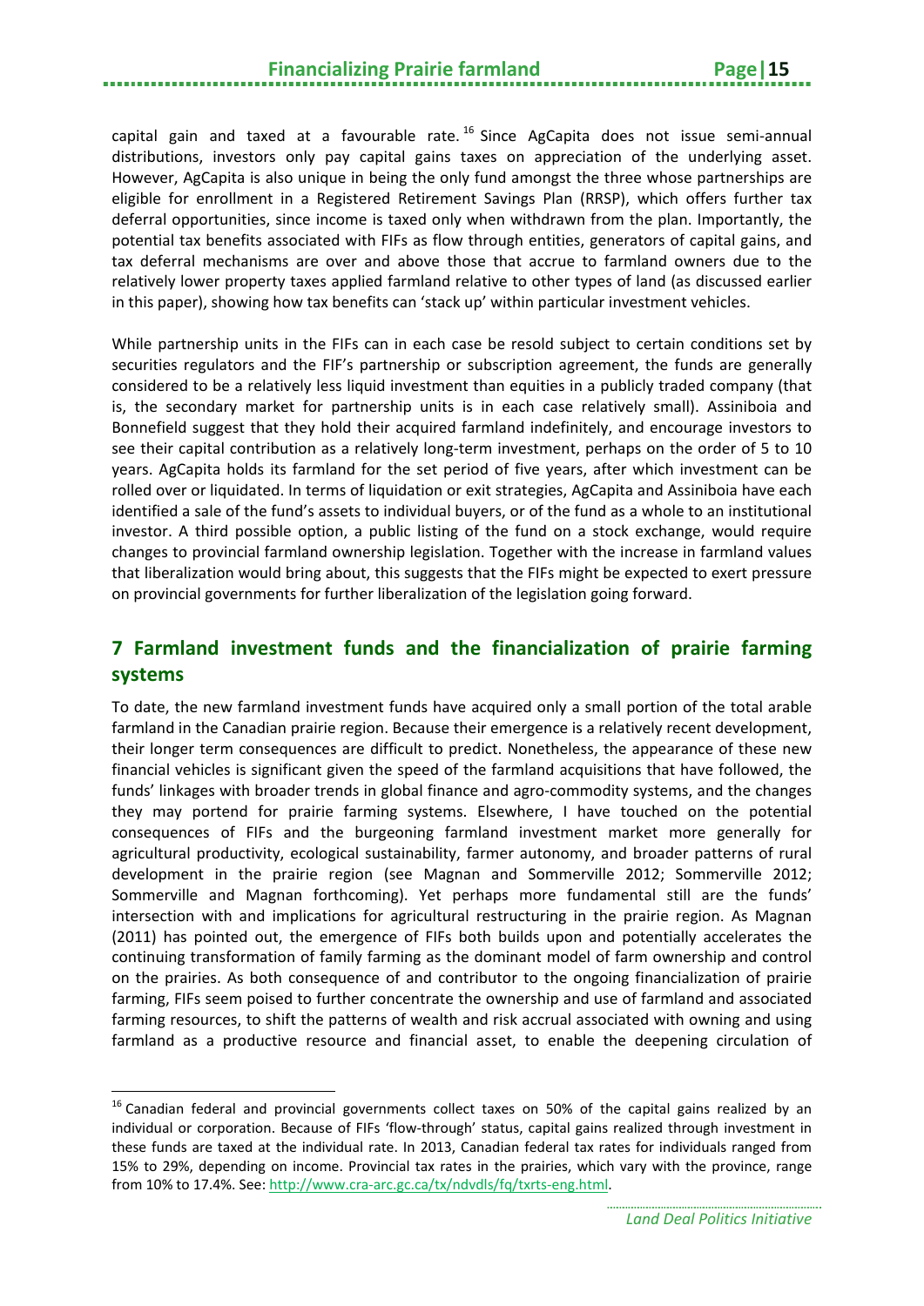capital gain and taxed at a favourable rate.[16] Since AgCapita does not issue semi-annual distributions, investors only pay capital gains taxes on appreciation of the underlying asset. However, AgCapita is also unique in being the only fund amongst the three whose partnerships are eligible for enrollment in a Registered Retirement Savings Plan (RRSP), which offers further tax deferral opportunities, since income is taxed only when withdrawn from the plan. Importantly, the potential tax benefits associated with FIFs as flow through entities, generators of capital gains, and tax deferral mechanisms are over and above those that accrue to farmland owners due to the relatively lower property taxes applied farmland relative to other types of land (as discussed earlier in this paper), showing how tax benefits can 'stack up' within particular investment vehicles.

While partnership units in the FIFs can in each case be resold subject to certain conditions set by securities regulators and the FIF's partnership or subscription agreement, the funds are generally considered to be a relatively less liquid investment than equities in a publicly traded company (that is, the secondary market for partnership units is in each case relatively small). Assiniboia and Bonnefield suggest that they hold their acquired farmland indefinitely, and encourage investors to see their capital contribution as a relatively long-term investment, perhaps on the order of 5 to 10 years. AgCapita holds its farmland for the set period of five years, after which investment can be rolled over or liquidated. In terms of liquidation or exit strategies, AgCapita and Assiniboia have each identified a sale of the fund's assets to individual buyers, or of the fund as a whole to an institutional investor. A third possible option, a public listing of the fund on a stock exchange, would require changes to provincial farmland ownership legislation. Together with the increase in farmland values that liberalization would bring about, this suggests that the FIFs might be expected to exert pressure on provincial governments for further liberalization of the legislation going forward.

## 7 Farmland investment funds and the financialization of prairie farming systems

To date, the new farmland investment funds have acquired only a small portion of the total arable farmland in the Canadian prairie region. Because their emergence is a relatively recent development, their longer term consequences are difficult to predict. Nonetheless, the appearance of these new financial vehicles is significant given the speed of the farmland acquisitions that have followed, the funds' linkages with broader trends in global finance and agro-commodity systems, and the changes they may portend for prairie farming systems. Elsewhere, I have touched on the potential consequences of FIFs and the burgeoning farmland investment market more generally for agricultural productivity, ecological sustainability, farmer autonomy, and broader patterns of rural development in the prairie region (see Magnan and Sommerville 2012; Sommerville 2012; Sommerville and Magnan forthcoming). Yet perhaps more fundamental still are the funds' intersection with and implications for agricultural restructuring in the prairie region. As Magnan (2011) has pointed out, the emergence of FIFs both builds upon and potentially accelerates the continuing transformation of family farming as the dominant model of farm ownership and control on the prairies. As both consequence of and contributor to the ongoing financialization of prairie farming, FIFs seem poised to further concentrate the ownership and use of farmland and associated farming resources, to shift the patterns of wealth and risk accrual associated with owning and using farmland as a productive resource and financial asset, to enable the deepening circulation of

[16] Canadian federal and provincial governments collect taxes on 50% of the capital gains realized by an individual or corporation. Because of FIFs 'flow-through' status, capital gains realized through investment in these funds are taxed at the individual rate. In 2013, Canadian federal tax rates for individuals ranged from 15% to 29%, depending on income. Provincial tax rates in the prairies, which vary with the province, range from 10% to 17.4%. See: http://www.cra-arc.gc.ca/tx/ndvdls/fq/txrts-eng.html.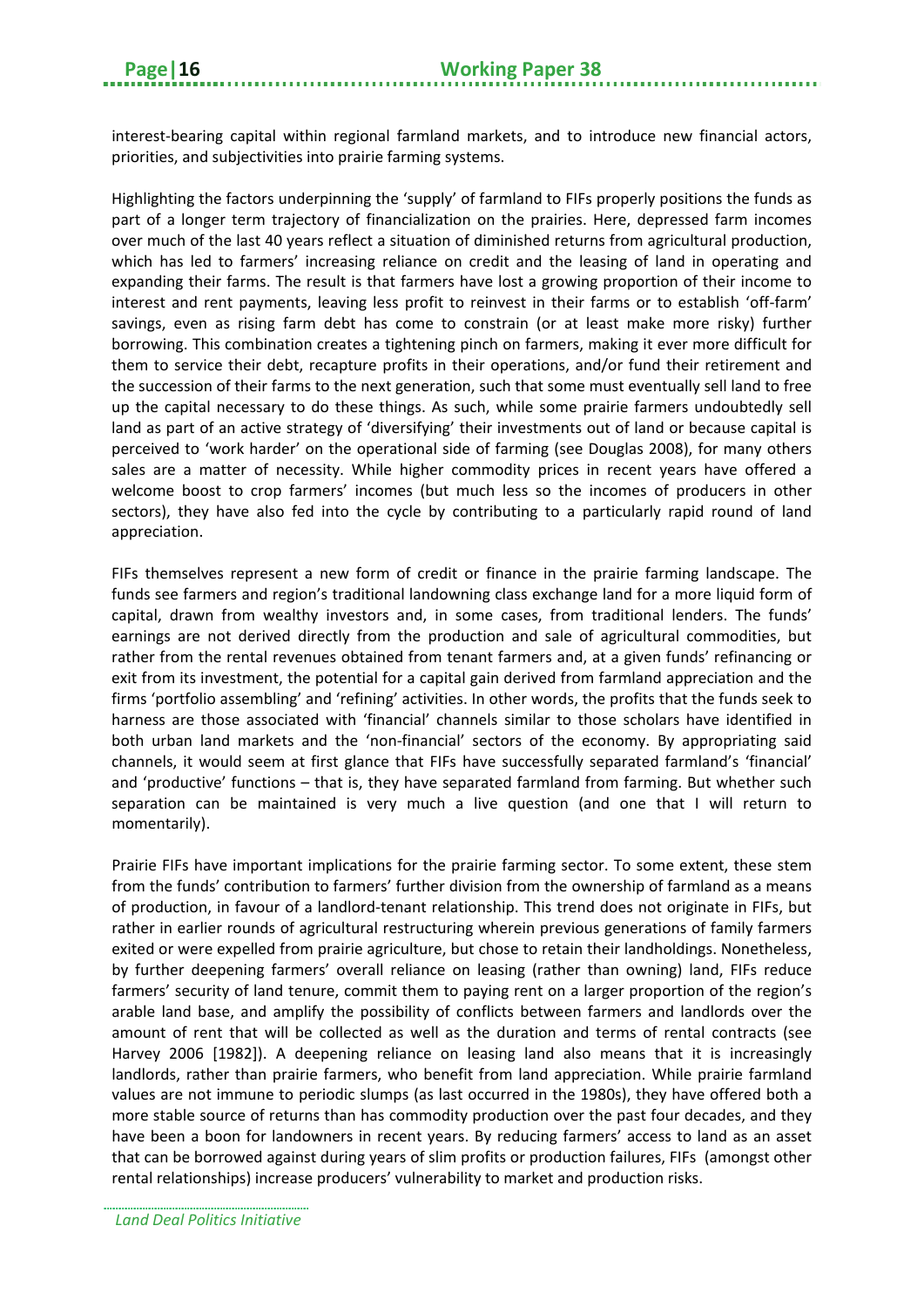interest-bearing capital within regional farmland markets, and to introduce new financial actors, priorities, and subjectivities into prairie farming systems.

Highlighting the factors underpinning the 'supply' of farmland to FIFs properly positions the funds as part of a longer term trajectory of financialization on the prairies. Here, depressed farm incomes over much of the last 40 years reflect a situation of diminished returns from agricultural production, which has led to farmers' increasing reliance on credit and the leasing of land in operating and expanding their farms. The result is that farmers have lost a growing proportion of their income to interest and rent payments, leaving less profit to reinvest in their farms or to establish 'off-farm' savings, even as rising farm debt has come to constrain (or at least make more risky) further borrowing. This combination creates a tightening pinch on farmers, making it ever more difficult for them to service their debt, recapture profits in their operations, and/or fund their retirement and the succession of their farms to the next generation, such that some must eventually sell land to free up the capital necessary to do these things. As such, while some prairie farmers undoubtedly sell land as part of an active strategy of 'diversifying' their investments out of land or because capital is perceived to 'work harder' on the operational side of farming (see Douglas 2008), for many others sales are a matter of necessity. While higher commodity prices in recent years have offered a welcome boost to crop farmers' incomes (but much less so the incomes of producers in other sectors), they have also fed into the cycle by contributing to a particularly rapid round of land appreciation.

FIFs themselves represent a new form of credit or finance in the prairie farming landscape. The funds see farmers and region's traditional landowning class exchange land for a more liquid form of capital, drawn from wealthy investors and, in some cases, from traditional lenders. The funds' earnings are not derived directly from the production and sale of agricultural commodities, but rather from the rental revenues obtained from tenant farmers and, at a given funds' refinancing or exit from its investment, the potential for a capital gain derived from farmland appreciation and the firms 'portfolio assembling' and 'refining' activities. In other words, the profits that the funds seek to harness are those associated with 'financial' channels similar to those scholars have identified in both urban land markets and the 'non-financial' sectors of the economy. By appropriating said channels, it would seem at first glance that FIFs have successfully separated farmland's 'financial' and 'productive' functions – that is, they have separated farmland from farming. But whether such separation can be maintained is very much a live question (and one that I will return to momentarily).

Prairie FIFs have important implications for the prairie farming sector. To some extent, these stem from the funds' contribution to farmers' further division from the ownership of farmland as a means of production, in favour of a landlord-tenant relationship. This trend does not originate in FIFs, but rather in earlier rounds of agricultural restructuring wherein previous generations of family farmers exited or were expelled from prairie agriculture, but chose to retain their landholdings. Nonetheless, by further deepening farmers' overall reliance on leasing (rather than owning) land, FIFs reduce farmers' security of land tenure, commit them to paying rent on a larger proportion of the region's arable land base, and amplify the possibility of conflicts between farmers and landlords over the amount of rent that will be collected as well as the duration and terms of rental contracts (see Harvey 2006 [1982]). A deepening reliance on leasing land also means that it is increasingly landlords, rather than prairie farmers, who benefit from land appreciation. While prairie farmland values are not immune to periodic slumps (as last occurred in the 1980s), they have offered both a more stable source of returns than has commodity production over the past four decades, and they have been a boon for landowners in recent years. By reducing farmers' access to land as an asset that can be borrowed against during years of slim profits or production failures, FIFs (amongst other rental relationships) increase producers' vulnerability to market and production risks.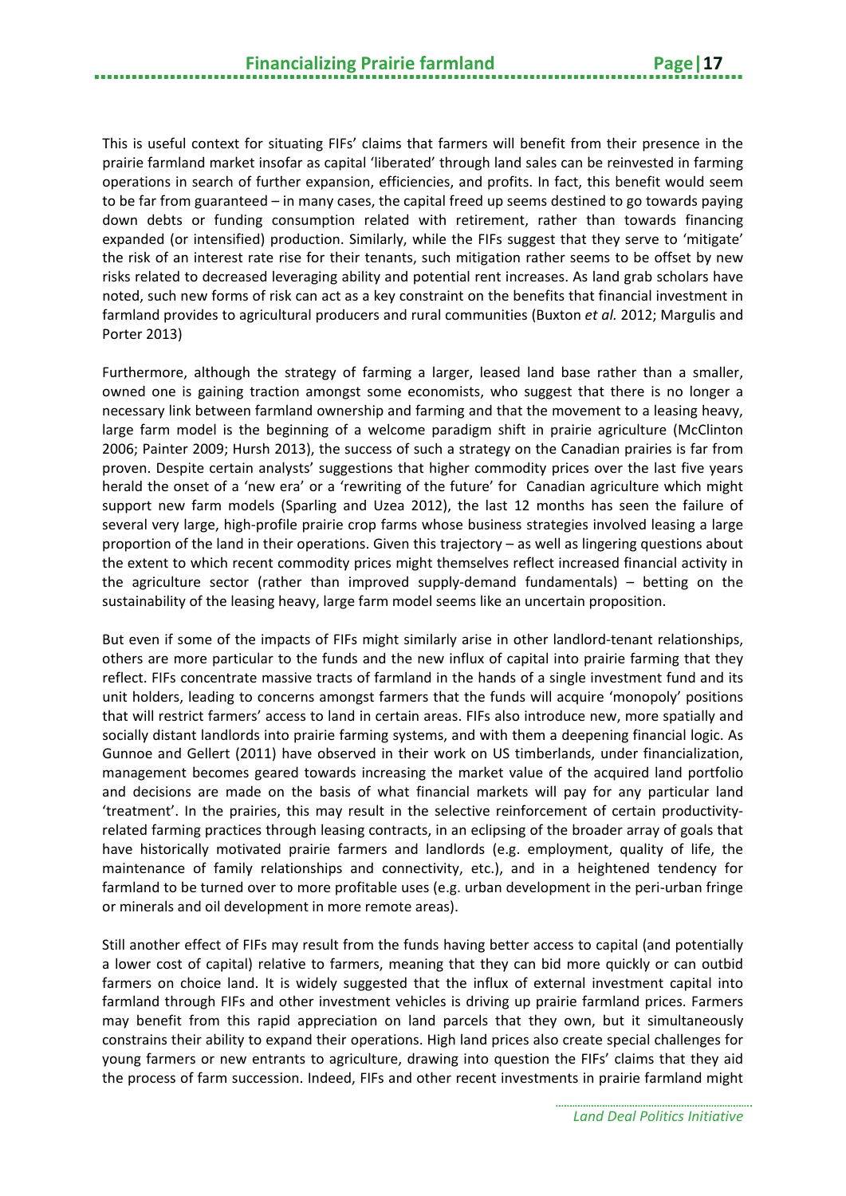This is useful context for situating FIFs' claims that farmers will benefit from their presence in the prairie farmland market insofar as capital 'liberated' through land sales can be reinvested in farming operations in search of further expansion, efficiencies, and profits. In fact, this benefit would seem to be far from guaranteed – in many cases, the capital freed up seems destined to go towards paying down debts or funding consumption related with retirement, rather than towards financing expanded (or intensified) production. Similarly, while the FIFs suggest that they serve to 'mitigate' the risk of an interest rate rise for their tenants, such mitigation rather seems to be offset by new risks related to decreased leveraging ability and potential rent increases. As land grab scholars have noted, such new forms of risk can act as a key constraint on the benefits that financial investment in farmland provides to agricultural producers and rural communities (Buxton *et al.* 2012; Margulis and Porter 2013)

Furthermore, although the strategy of farming a larger, leased land base rather than a smaller, owned one is gaining traction amongst some economists, who suggest that there is no longer a necessary link between farmland ownership and farming and that the movement to a leasing heavy, large farm model is the beginning of a welcome paradigm shift in prairie agriculture (McClinton 2006; Painter 2009; Hursh 2013), the success of such a strategy on the Canadian prairies is far from proven. Despite certain analysts' suggestions that higher commodity prices over the last five years herald the onset of a 'new era' or a 'rewriting of the future' for Canadian agriculture which might support new farm models (Sparling and Uzea 2012), the last 12 months has seen the failure of several very large, high-profile prairie crop farms whose business strategies involved leasing a large proportion of the land in their operations. Given this trajectory – as well as lingering questions about the extent to which recent commodity prices might themselves reflect increased financial activity in the agriculture sector (rather than improved supply-demand fundamentals) – betting on the sustainability of the leasing heavy, large farm model seems like an uncertain proposition.

But even if some of the impacts of FIFs might similarly arise in other landlord-tenant relationships, others are more particular to the funds and the new influx of capital into prairie farming that they reflect. FIFs concentrate massive tracts of farmland in the hands of a single investment fund and its unit holders, leading to concerns amongst farmers that the funds will acquire 'monopoly' positions that will restrict farmers' access to land in certain areas. FIFs also introduce new, more spatially and socially distant landlords into prairie farming systems, and with them a deepening financial logic. As Gunnoe and Gellert (2011) have observed in their work on US timberlands, under financialization, management becomes geared towards increasing the market value of the acquired land portfolio and decisions are made on the basis of what financial markets will pay for any particular land 'treatment'. In the prairies, this may result in the selective reinforcement of certain productivity-related farming practices through leasing contracts, in an eclipsing of the broader array of goals that have historically motivated prairie farmers and landlords (e.g. employment, quality of life, the maintenance of family relationships and connectivity, etc.), and in a heightened tendency for farmland to be turned over to more profitable uses (e.g. urban development in the peri-urban fringe or minerals and oil development in more remote areas).

Still another effect of FIFs may result from the funds having better access to capital (and potentially a lower cost of capital) relative to farmers, meaning that they can bid more quickly or can outbid farmers on choice land. It is widely suggested that the influx of external investment capital into farmland through FIFs and other investment vehicles is driving up prairie farmland prices. Farmers may benefit from this rapid appreciation on land parcels that they own, but it simultaneously constrains their ability to expand their operations. High land prices also create special challenges for young farmers or new entrants to agriculture, drawing into question the FIFs' claims that they aid the process of farm succession. Indeed, FIFs and other recent investments in prairie farmland might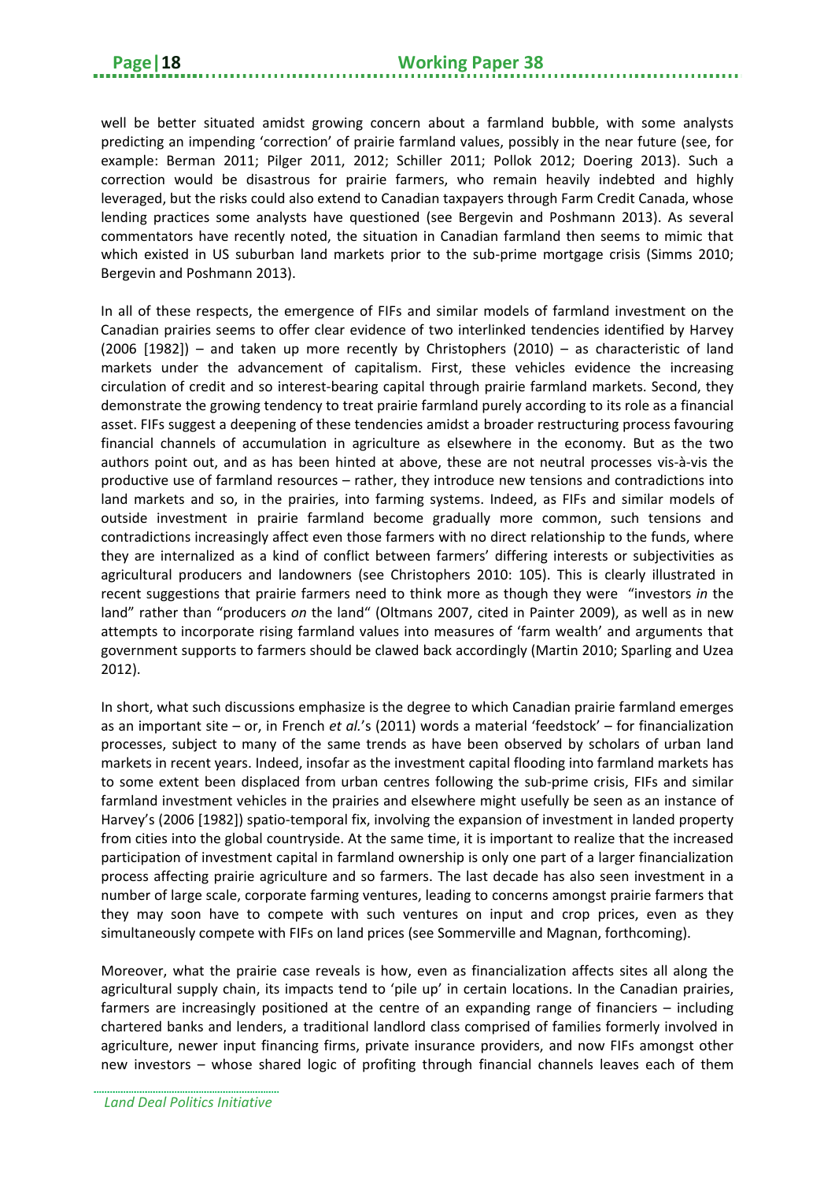well be better situated amidst growing concern about a farmland bubble, with some analysts predicting an impending 'correction' of prairie farmland values, possibly in the near future (see, for example: Berman 2011; Pilger 2011, 2012; Schiller 2011; Pollok 2012; Doering 2013). Such a correction would be disastrous for prairie farmers, who remain heavily indebted and highly leveraged, but the risks could also extend to Canadian taxpayers through Farm Credit Canada, whose lending practices some analysts have questioned (see Bergevin and Poshmann 2013). As several commentators have recently noted, the situation in Canadian farmland then seems to mimic that which existed in US suburban land markets prior to the sub-prime mortgage crisis (Simms 2010; Bergevin and Poshmann 2013).

In all of these respects, the emergence of FIFs and similar models of farmland investment on the Canadian prairies seems to offer clear evidence of two interlinked tendencies identified by Harvey (2006 [1982]) – and taken up more recently by Christophers (2010) – as characteristic of land markets under the advancement of capitalism. First, these vehicles evidence the increasing circulation of credit and so interest-bearing capital through prairie farmland markets. Second, they demonstrate the growing tendency to treat prairie farmland purely according to its role as a financial asset. FIFs suggest a deepening of these tendencies amidst a broader restructuring process favouring financial channels of accumulation in agriculture as elsewhere in the economy. But as the two authors point out, and as has been hinted at above, these are not neutral processes vis-à-vis the productive use of farmland resources – rather, they introduce new tensions and contradictions into land markets and so, in the prairies, into farming systems. Indeed, as FIFs and similar models of outside investment in prairie farmland become gradually more common, such tensions and contradictions increasingly affect even those farmers with no direct relationship to the funds, where they are internalized as a kind of conflict between farmers' differing interests or subjectivities as agricultural producers and landowners (see Christophers 2010: 105). This is clearly illustrated in recent suggestions that prairie farmers need to think more as though they were "investors *in* the land" rather than "producers *on* the land" (Oltmans 2007, cited in Painter 2009), as well as in new attempts to incorporate rising farmland values into measures of 'farm wealth' and arguments that government supports to farmers should be clawed back accordingly (Martin 2010; Sparling and Uzea 2012).

In short, what such discussions emphasize is the degree to which Canadian prairie farmland emerges as an important site – or, in French *et al.*'s (2011) words a material 'feedstock' – for financialization processes, subject to many of the same trends as have been observed by scholars of urban land markets in recent years. Indeed, insofar as the investment capital flooding into farmland markets has to some extent been displaced from urban centres following the sub-prime crisis, FIFs and similar farmland investment vehicles in the prairies and elsewhere might usefully be seen as an instance of Harvey's (2006 [1982]) spatio-temporal fix, involving the expansion of investment in landed property from cities into the global countryside. At the same time, it is important to realize that the increased participation of investment capital in farmland ownership is only one part of a larger financialization process affecting prairie agriculture and so farmers. The last decade has also seen investment in a number of large scale, corporate farming ventures, leading to concerns amongst prairie farmers that they may soon have to compete with such ventures on input and crop prices, even as they simultaneously compete with FIFs on land prices (see Sommerville and Magnan, forthcoming).

Moreover, what the prairie case reveals is how, even as financialization affects sites all along the agricultural supply chain, its impacts tend to 'pile up' in certain locations. In the Canadian prairies, farmers are increasingly positioned at the centre of an expanding range of financiers – including chartered banks and lenders, a traditional landlord class comprised of families formerly involved in agriculture, newer input financing firms, private insurance providers, and now FIFs amongst other new investors – whose shared logic of profiting through financial channels leaves each of them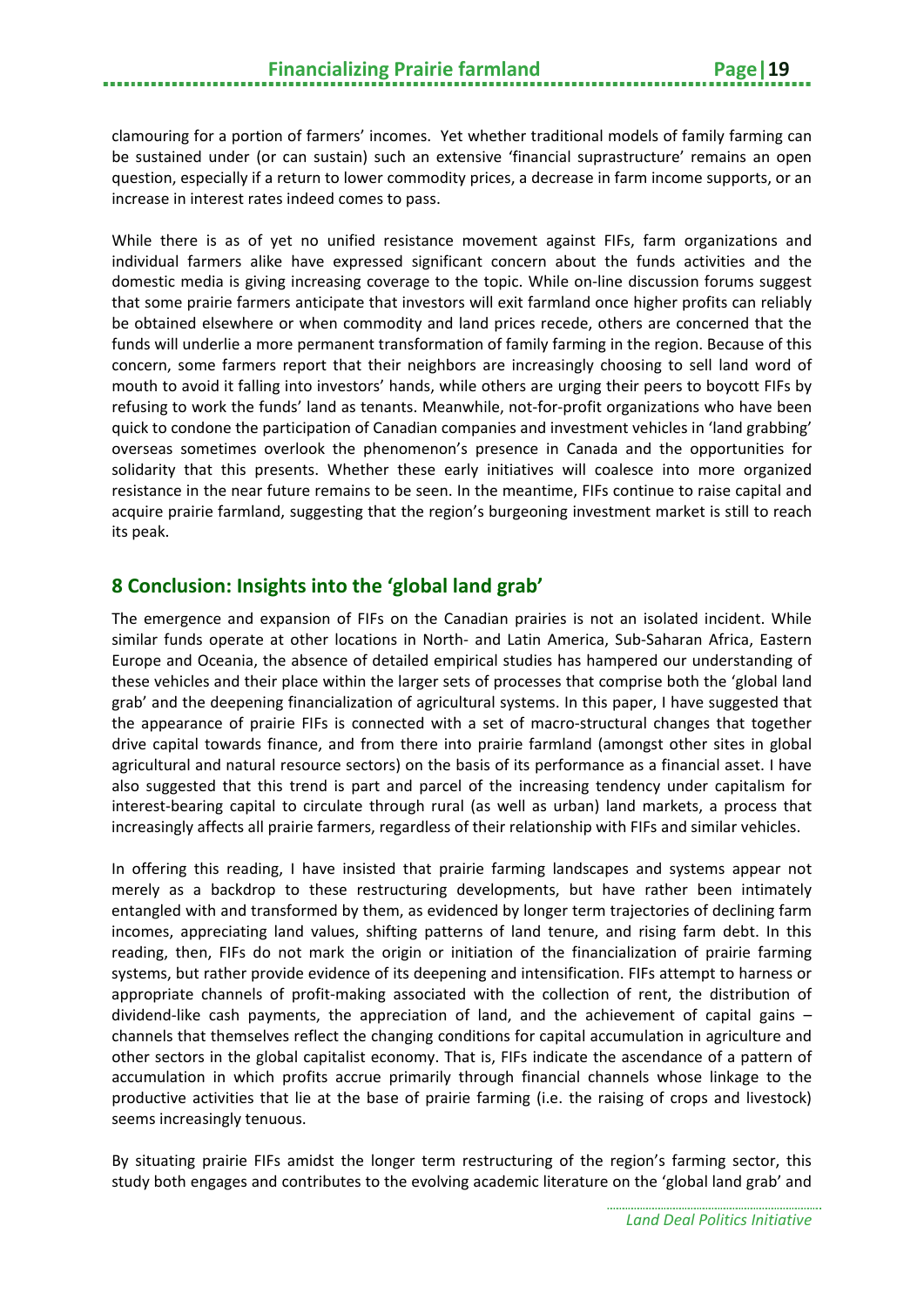clamouring for a portion of farmers' incomes. Yet whether traditional models of family farming can be sustained under (or can sustain) such an extensive 'financial suprastructure' remains an open question, especially if a return to lower commodity prices, a decrease in farm income supports, or an increase in interest rates indeed comes to pass.

While there is as of yet no unified resistance movement against FIFs, farm organizations and individual farmers alike have expressed significant concern about the funds activities and the domestic media is giving increasing coverage to the topic. While on-line discussion forums suggest that some prairie farmers anticipate that investors will exit farmland once higher profits can reliably be obtained elsewhere or when commodity and land prices recede, others are concerned that the funds will underlie a more permanent transformation of family farming in the region. Because of this concern, some farmers report that their neighbors are increasingly choosing to sell land word of mouth to avoid it falling into investors' hands, while others are urging their peers to boycott FIFs by refusing to work the funds' land as tenants. Meanwhile, not-for-profit organizations who have been quick to condone the participation of Canadian companies and investment vehicles in 'land grabbing' overseas sometimes overlook the phenomenon's presence in Canada and the opportunities for solidarity that this presents. Whether these early initiatives will coalesce into more organized resistance in the near future remains to be seen. In the meantime, FIFs continue to raise capital and acquire prairie farmland, suggesting that the region's burgeoning investment market is still to reach its peak.

## 8 Conclusion: Insights into the 'global land grab'

The emergence and expansion of FIFs on the Canadian prairies is not an isolated incident. While similar funds operate at other locations in North- and Latin America, Sub-Saharan Africa, Eastern Europe and Oceania, the absence of detailed empirical studies has hampered our understanding of these vehicles and their place within the larger sets of processes that comprise both the 'global land grab' and the deepening financialization of agricultural systems. In this paper, I have suggested that the appearance of prairie FIFs is connected with a set of macro-structural changes that together drive capital towards finance, and from there into prairie farmland (amongst other sites in global agricultural and natural resource sectors) on the basis of its performance as a financial asset. I have also suggested that this trend is part and parcel of the increasing tendency under capitalism for interest-bearing capital to circulate through rural (as well as urban) land markets, a process that increasingly affects all prairie farmers, regardless of their relationship with FIFs and similar vehicles.

In offering this reading, I have insisted that prairie farming landscapes and systems appear not merely as a backdrop to these restructuring developments, but have rather been intimately entangled with and transformed by them, as evidenced by longer term trajectories of declining farm incomes, appreciating land values, shifting patterns of land tenure, and rising farm debt. In this reading, then, FIFs do not mark the origin or initiation of the financialization of prairie farming systems, but rather provide evidence of its deepening and intensification. FIFs attempt to harness or appropriate channels of profit-making associated with the collection of rent, the distribution of dividend-like cash payments, the appreciation of land, and the achievement of capital gains – channels that themselves reflect the changing conditions for capital accumulation in agriculture and other sectors in the global capitalist economy. That is, FIFs indicate the ascendance of a pattern of accumulation in which profits accrue primarily through financial channels whose linkage to the productive activities that lie at the base of prairie farming (i.e. the raising of crops and livestock) seems increasingly tenuous.

By situating prairie FIFs amidst the longer term restructuring of the region's farming sector, this study both engages and contributes to the evolving academic literature on the 'global land grab' and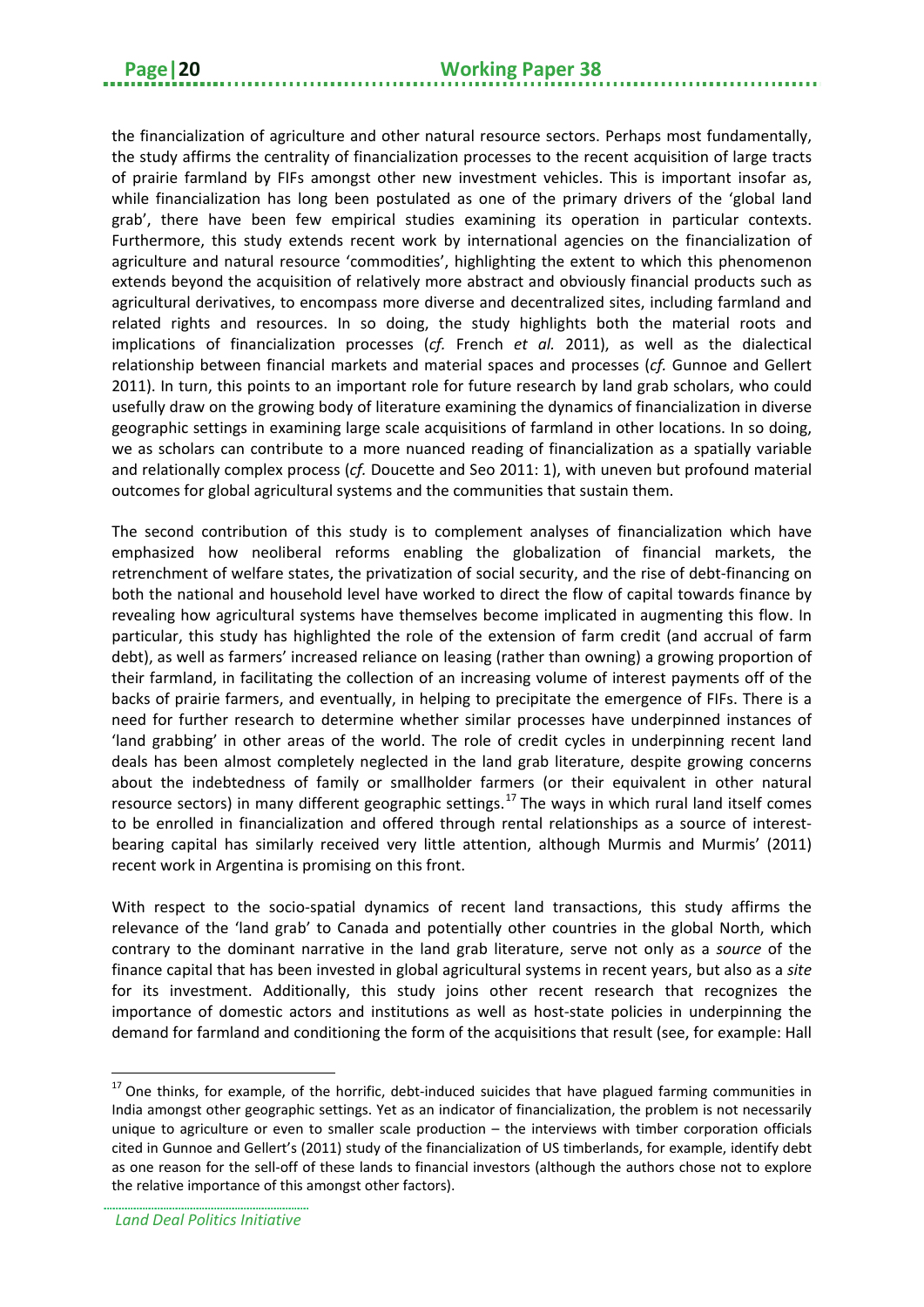the financialization of agriculture and other natural resource sectors. Perhaps most fundamentally, the study affirms the centrality of financialization processes to the recent acquisition of large tracts of prairie farmland by FIFs amongst other new investment vehicles. This is important insofar as, while financialization has long been postulated as one of the primary drivers of the 'global land grab', there have been few empirical studies examining its operation in particular contexts. Furthermore, this study extends recent work by international agencies on the financialization of agriculture and natural resource 'commodities', highlighting the extent to which this phenomenon extends beyond the acquisition of relatively more abstract and obviously financial products such as agricultural derivatives, to encompass more diverse and decentralized sites, including farmland and related rights and resources. In so doing, the study highlights both the material roots and implications of financialization processes (*cf.* French *et al.* 2011), as well as the dialectical relationship between financial markets and material spaces and processes (*cf.* Gunnoe and Gellert 2011). In turn, this points to an important role for future research by land grab scholars, who could usefully draw on the growing body of literature examining the dynamics of financialization in diverse geographic settings in examining large scale acquisitions of farmland in other locations. In so doing, we as scholars can contribute to a more nuanced reading of financialization as a spatially variable and relationally complex process (*cf.* Doucette and Seo 2011: 1), with uneven but profound material outcomes for global agricultural systems and the communities that sustain them.

The second contribution of this study is to complement analyses of financialization which have emphasized how neoliberal reforms enabling the globalization of financial markets, the retrenchment of welfare states, the privatization of social security, and the rise of debt-financing on both the national and household level have worked to direct the flow of capital towards finance by revealing how agricultural systems have themselves become implicated in augmenting this flow. In particular, this study has highlighted the role of the extension of farm credit (and accrual of farm debt), as well as farmers' increased reliance on leasing (rather than owning) a growing proportion of their farmland, in facilitating the collection of an increasing volume of interest payments off of the backs of prairie farmers, and eventually, in helping to precipitate the emergence of FIFs. There is a need for further research to determine whether similar processes have underpinned instances of 'land grabbing' in other areas of the world. The role of credit cycles in underpinning recent land deals has been almost completely neglected in the land grab literature, despite growing concerns about the indebtedness of family or smallholder farmers (or their equivalent in other natural resource sectors) in many different geographic settings.[17] The ways in which rural land itself comes to be enrolled in financialization and offered through rental relationships as a source of interest-bearing capital has similarly received very little attention, although Murmis and Murmis' (2011) recent work in Argentina is promising on this front.

With respect to the socio-spatial dynamics of recent land transactions, this study affirms the relevance of the 'land grab' to Canada and potentially other countries in the global North, which contrary to the dominant narrative in the land grab literature, serve not only as a *source* of the finance capital that has been invested in global agricultural systems in recent years, but also as a *site* for its investment. Additionally, this study joins other recent research that recognizes the importance of domestic actors and institutions as well as host-state policies in underpinning the demand for farmland and conditioning the form of the acquisitions that result (see, for example: Hall

---

[17] One thinks, for example, of the horrific, debt-induced suicides that have plagued farming communities in India amongst other geographic settings. Yet as an indicator of financialization, the problem is not necessarily unique to agriculture or even to smaller scale production – the interviews with timber corporation officials cited in Gunnoe and Gellert's (2011) study of the financialization of US timberlands, for example, identify debt as one reason for the sell-off of these lands to financial investors (although the authors chose not to explore the relative importance of this amongst other factors).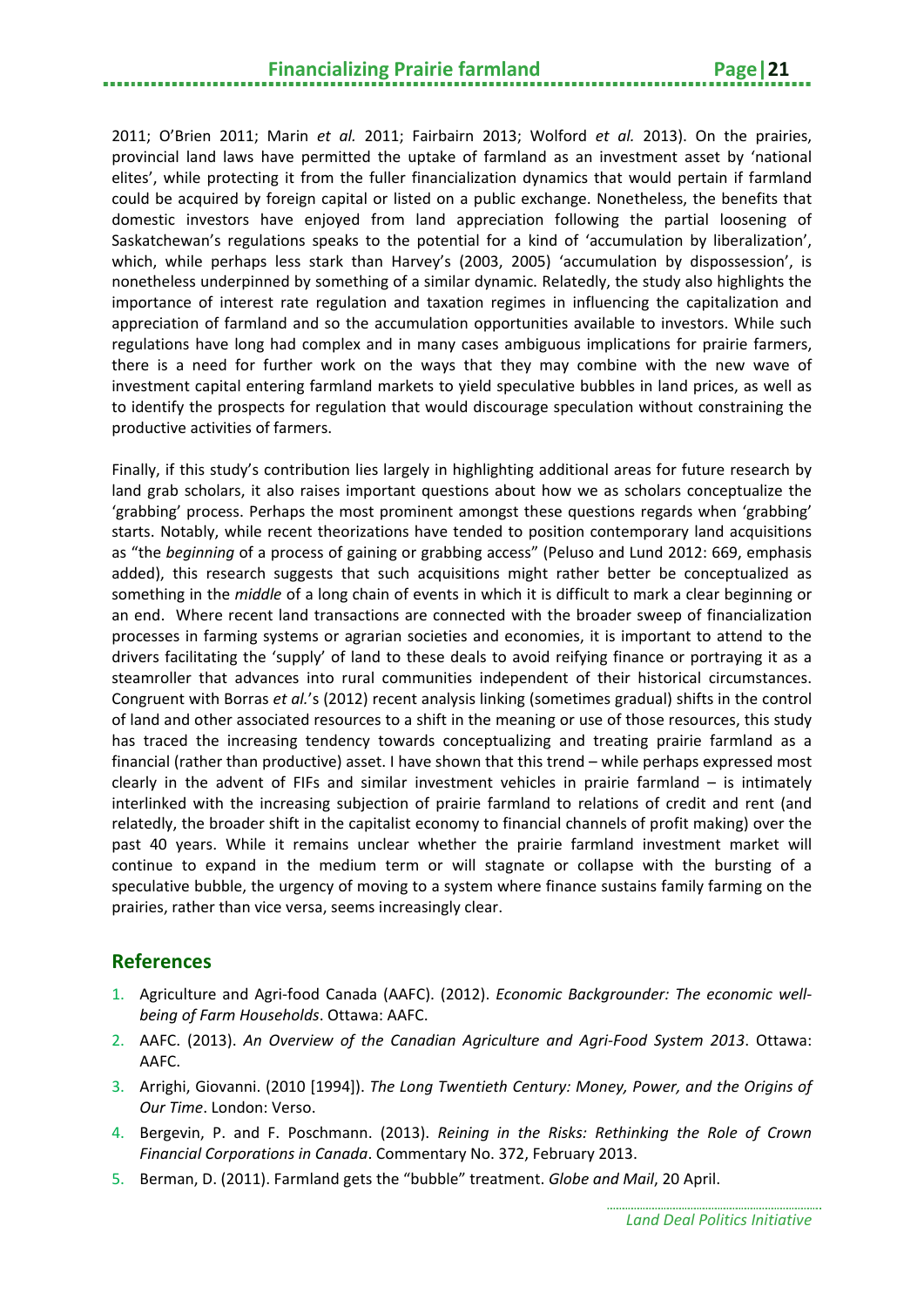2011; O'Brien 2011; Marin *et al.* 2011; Fairbairn 2013; Wolford *et al.* 2013). On the prairies, provincial land laws have permitted the uptake of farmland as an investment asset by 'national elites', while protecting it from the fuller financialization dynamics that would pertain if farmland could be acquired by foreign capital or listed on a public exchange. Nonetheless, the benefits that domestic investors have enjoyed from land appreciation following the partial loosening of Saskatchewan's regulations speaks to the potential for a kind of 'accumulation by liberalization', which, while perhaps less stark than Harvey's (2003, 2005) 'accumulation by dispossession', is nonetheless underpinned by something of a similar dynamic. Relatedly, the study also highlights the importance of interest rate regulation and taxation regimes in influencing the capitalization and appreciation of farmland and so the accumulation opportunities available to investors. While such regulations have long had complex and in many cases ambiguous implications for prairie farmers, there is a need for further work on the ways that they may combine with the new wave of investment capital entering farmland markets to yield speculative bubbles in land prices, as well as to identify the prospects for regulation that would discourage speculation without constraining the productive activities of farmers.

Finally, if this study's contribution lies largely in highlighting additional areas for future research by land grab scholars, it also raises important questions about how we as scholars conceptualize the 'grabbing' process. Perhaps the most prominent amongst these questions regards when 'grabbing' starts. Notably, while recent theorizations have tended to position contemporary land acquisitions as "the *beginning* of a process of gaining or grabbing access" (Peluso and Lund 2012: 669, emphasis added), this research suggests that such acquisitions might rather better be conceptualized as something in the *middle* of a long chain of events in which it is difficult to mark a clear beginning or an end. Where recent land transactions are connected with the broader sweep of financialization processes in farming systems or agrarian societies and economies, it is important to attend to the drivers facilitating the 'supply' of land to these deals to avoid reifying finance or portraying it as a steamroller that advances into rural communities independent of their historical circumstances. Congruent with Borras *et al.*'s (2012) recent analysis linking (sometimes gradual) shifts in the control of land and other associated resources to a shift in the meaning or use of those resources, this study has traced the increasing tendency towards conceptualizing and treating prairie farmland as a financial (rather than productive) asset. I have shown that this trend – while perhaps expressed most clearly in the advent of FIFs and similar investment vehicles in prairie farmland – is intimately interlinked with the increasing subjection of prairie farmland to relations of credit and rent (and relatedly, the broader shift in the capitalist economy to financial channels of profit making) over the past 40 years. While it remains unclear whether the prairie farmland investment market will continue to expand in the medium term or will stagnate or collapse with the bursting of a speculative bubble, the urgency of moving to a system where finance sustains family farming on the prairies, rather than vice versa, seems increasingly clear.

## References

1. Agriculture and Agri-food Canada (AAFC). (2012). *Economic Backgrounder: The economic well-being of Farm Households*. Ottawa: AAFC.
2. AAFC. (2013). *An Overview of the Canadian Agriculture and Agri-Food System 2013*. Ottawa: AAFC.
3. Arrighi, Giovanni. (2010 [1994]). *The Long Twentieth Century: Money, Power, and the Origins of Our Time*. London: Verso.
4. Bergevin, P. and F. Poschmann. (2013). *Reining in the Risks: Rethinking the Role of Crown Financial Corporations in Canada*. Commentary No. 372, February 2013.
5. Berman, D. (2011). Farmland gets the "bubble" treatment. *Globe and Mail*, 20 April.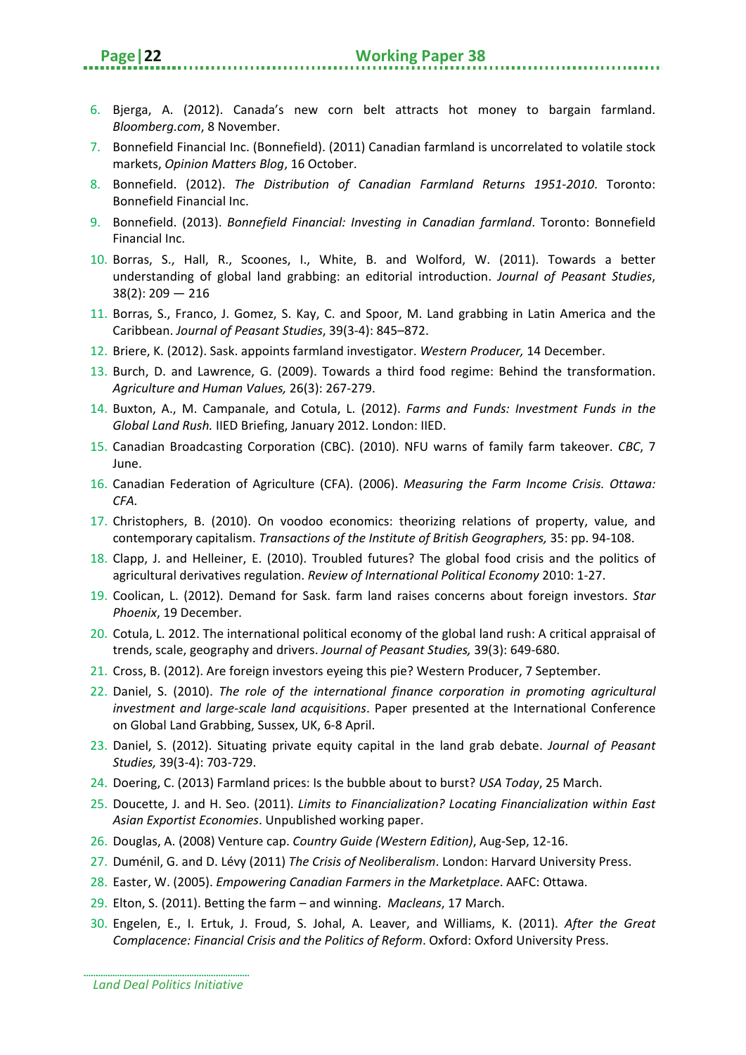6. Bjerga, A. (2012). Canada's new corn belt attracts hot money to bargain farmland. *Bloomberg.com*, 8 November.
7. Bonnefield Financial Inc. (Bonnefield). (2011) Canadian farmland is uncorrelated to volatile stock markets, *Opinion Matters Blog*, 16 October.
8. Bonnefield. (2012). *The Distribution of Canadian Farmland Returns 1951-2010*. Toronto: Bonnefield Financial Inc.
9. Bonnefield. (2013). *Bonnefield Financial: Investing in Canadian farmland*. Toronto: Bonnefield Financial Inc.
10. Borras, S., Hall, R., Scoones, I., White, B. and Wolford, W. (2011). Towards a better understanding of global land grabbing: an editorial introduction. *Journal of Peasant Studies*, 38(2): 209 — 216
11. Borras, S., Franco, J. Gomez, S. Kay, C. and Spoor, M. Land grabbing in Latin America and the Caribbean. *Journal of Peasant Studies*, 39(3-4): 845–872.
12. Briere, K. (2012). Sask. appoints farmland investigator. *Western Producer,* 14 December.
13. Burch, D. and Lawrence, G. (2009). Towards a third food regime: Behind the transformation. *Agriculture and Human Values,* 26(3): 267-279.
14. Buxton, A., M. Campanale, and Cotula, L. (2012). *Farms and Funds: Investment Funds in the Global Land Rush.* IIED Briefing, January 2012. London: IIED.
15. Canadian Broadcasting Corporation (CBC). (2010). NFU warns of family farm takeover. *CBC*, 7 June.
16. Canadian Federation of Agriculture (CFA). (2006). *Measuring the Farm Income Crisis. Ottawa: CFA.*
17. Christophers, B. (2010). On voodoo economics: theorizing relations of property, value, and contemporary capitalism. *Transactions of the Institute of British Geographers,* 35: pp. 94-108.
18. Clapp, J. and Helleiner, E. (2010). Troubled futures? The global food crisis and the politics of agricultural derivatives regulation. *Review of International Political Economy* 2010: 1-27.
19. Coolican, L. (2012). Demand for Sask. farm land raises concerns about foreign investors. *Star Phoenix*, 19 December.
20. Cotula, L. 2012. The international political economy of the global land rush: A critical appraisal of trends, scale, geography and drivers. *Journal of Peasant Studies,* 39(3): 649-680.
21. Cross, B. (2012). Are foreign investors eyeing this pie? Western Producer, 7 September.
22. Daniel, S. (2010). *The role of the international finance corporation in promoting agricultural investment and large-scale land acquisitions*. Paper presented at the International Conference on Global Land Grabbing, Sussex, UK, 6-8 April.
23. Daniel, S. (2012). Situating private equity capital in the land grab debate. *Journal of Peasant Studies,* 39(3-4): 703-729.
24. Doering, C. (2013) Farmland prices: Is the bubble about to burst? *USA Today*, 25 March.
25. Doucette, J. and H. Seo. (2011). *Limits to Financialization? Locating Financialization within East Asian Exportist Economies*. Unpublished working paper.
26. Douglas, A. (2008) Venture cap. *Country Guide (Western Edition)*, Aug-Sep, 12-16.
27. Duménil, G. and D. Lévy (2011) *The Crisis of Neoliberalism*. London: Harvard University Press.
28. Easter, W. (2005). *Empowering Canadian Farmers in the Marketplace*. AAFC: Ottawa.
29. Elton, S. (2011). Betting the farm – and winning. *Macleans*, 17 March.
30. Engelen, E., I. Ertuk, J. Froud, S. Johal, A. Leaver, and Williams, K. (2011). *After the Great Complacence: Financial Crisis and the Politics of Reform*. Oxford: Oxford University Press.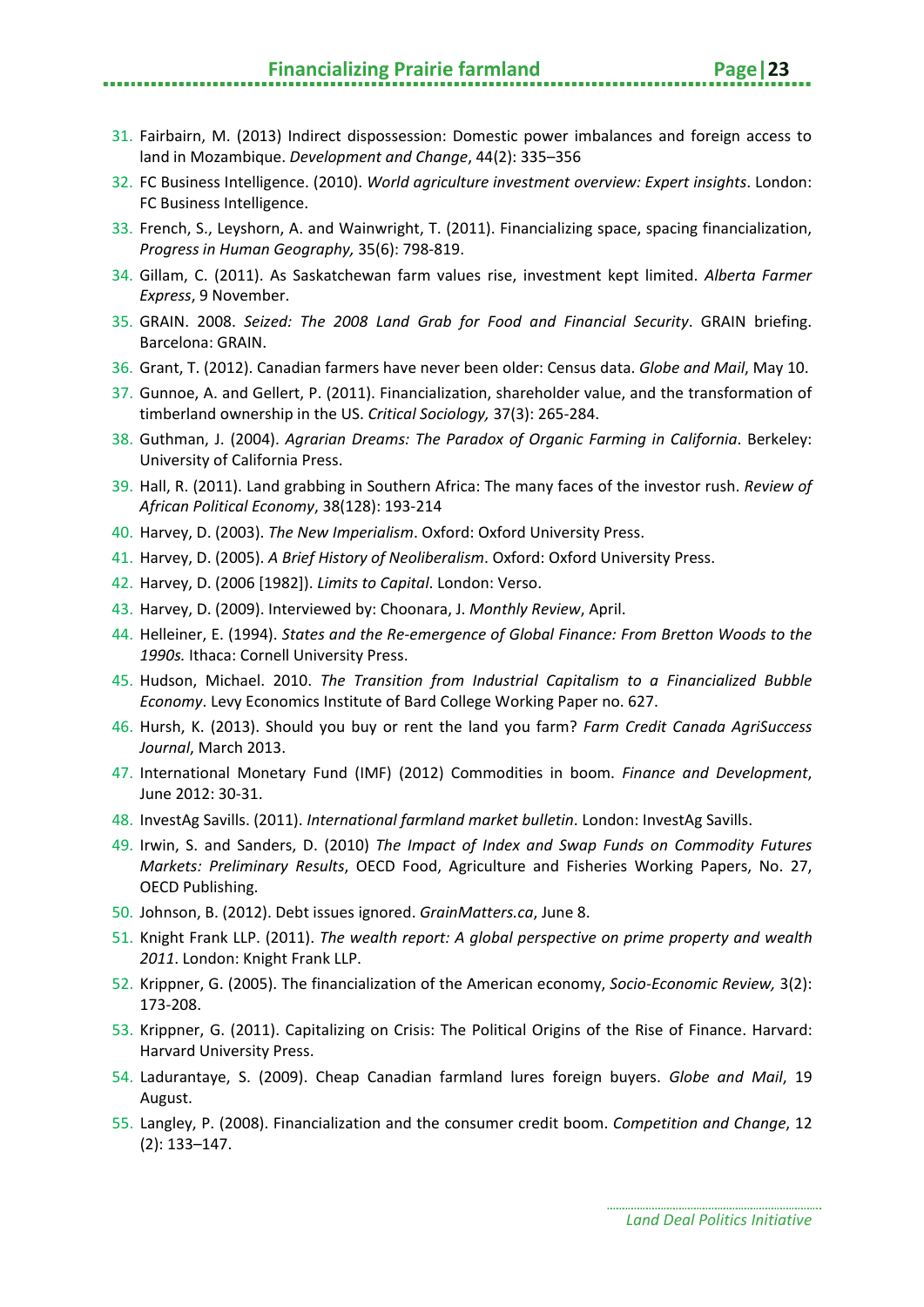31. Fairbairn, M. (2013) Indirect dispossession: Domestic power imbalances and foreign access to land in Mozambique. *Development and Change*, 44(2): 335–356
32. FC Business Intelligence. (2010). *World agriculture investment overview: Expert insights*. London: FC Business Intelligence.
33. French, S., Leyshorn, A. and Wainwright, T. (2011). Financializing space, spacing financialization, *Progress in Human Geography,* 35(6): 798-819.
34. Gillam, C. (2011). As Saskatchewan farm values rise, investment kept limited. *Alberta Farmer Express*, 9 November.
35. GRAIN. 2008. *Seized: The 2008 Land Grab for Food and Financial Security*. GRAIN briefing. Barcelona: GRAIN.
36. Grant, T. (2012). Canadian farmers have never been older: Census data. *Globe and Mail*, May 10.
37. Gunnoe, A. and Gellert, P. (2011). Financialization, shareholder value, and the transformation of timberland ownership in the US. *Critical Sociology,* 37(3): 265-284.
38. Guthman, J. (2004). *Agrarian Dreams: The Paradox of Organic Farming in California*. Berkeley: University of California Press.
39. Hall, R. (2011). Land grabbing in Southern Africa: The many faces of the investor rush. *Review of African Political Economy*, 38(128): 193-214
40. Harvey, D. (2003). *The New Imperialism*. Oxford: Oxford University Press.
41. Harvey, D. (2005). *A Brief History of Neoliberalism*. Oxford: Oxford University Press.
42. Harvey, D. (2006 [1982]). *Limits to Capital*. London: Verso.
43. Harvey, D. (2009). Interviewed by: Choonara, J. *Monthly Review*, April.
44. Helleiner, E. (1994). *States and the Re-emergence of Global Finance: From Bretton Woods to the 1990s.* Ithaca: Cornell University Press.
45. Hudson, Michael. 2010. *The Transition from Industrial Capitalism to a Financialized Bubble Economy*. Levy Economics Institute of Bard College Working Paper no. 627.
46. Hursh, K. (2013). Should you buy or rent the land you farm? *Farm Credit Canada AgriSuccess Journal*, March 2013.
47. International Monetary Fund (IMF) (2012) Commodities in boom. *Finance and Development*, June 2012: 30-31.
48. InvestAg Savills. (2011). *International farmland market bulletin*. London: InvestAg Savills.
49. Irwin, S. and Sanders, D. (2010) *The Impact of Index and Swap Funds on Commodity Futures Markets: Preliminary Results*, OECD Food, Agriculture and Fisheries Working Papers, No. 27, OECD Publishing.
50. Johnson, B. (2012). Debt issues ignored. *GrainMatters.ca*, June 8.
51. Knight Frank LLP. (2011). *The wealth report: A global perspective on prime property and wealth 2011*. London: Knight Frank LLP.
52. Krippner, G. (2005). The financialization of the American economy, *Socio-Economic Review,* 3(2): 173-208.
53. Krippner, G. (2011). Capitalizing on Crisis: The Political Origins of the Rise of Finance. Harvard: Harvard University Press.
54. Ladurantaye, S. (2009). Cheap Canadian farmland lures foreign buyers. *Globe and Mail*, 19 August.
55. Langley, P. (2008). Financialization and the consumer credit boom. *Competition and Change*, 12 (2): 133–147.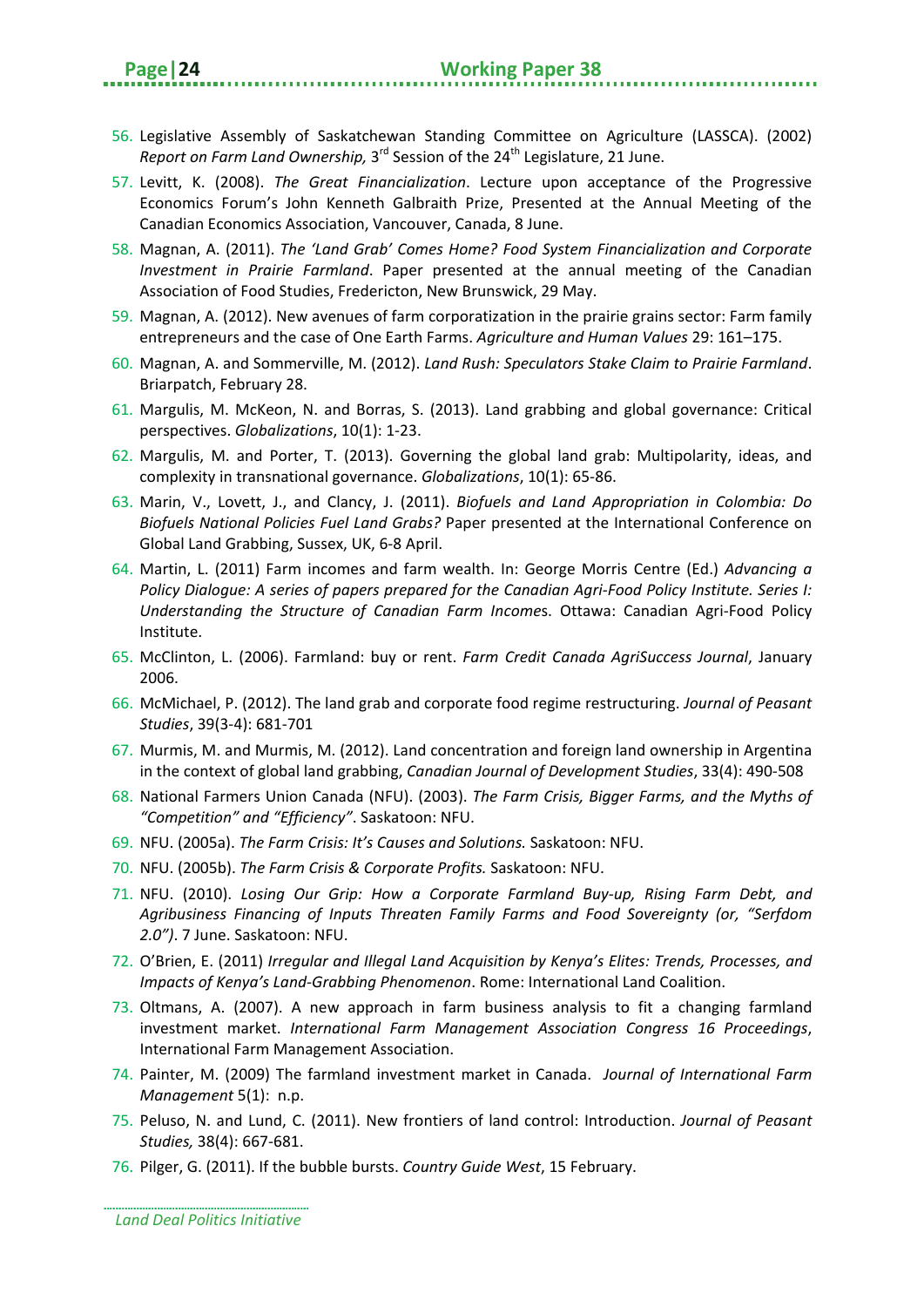56. Legislative Assembly of Saskatchewan Standing Committee on Agriculture (LASSCA). (2002) *Report on Farm Land Ownership,* 3rd Session of the 24th Legislature, 21 June.
57. Levitt, K. (2008). *The Great Financialization*. Lecture upon acceptance of the Progressive Economics Forum's John Kenneth Galbraith Prize, Presented at the Annual Meeting of the Canadian Economics Association, Vancouver, Canada, 8 June.
58. Magnan, A. (2011). *The 'Land Grab' Comes Home? Food System Financialization and Corporate Investment in Prairie Farmland*. Paper presented at the annual meeting of the Canadian Association of Food Studies, Fredericton, New Brunswick, 29 May.
59. Magnan, A. (2012). New avenues of farm corporatization in the prairie grains sector: Farm family entrepreneurs and the case of One Earth Farms. *Agriculture and Human Values* 29: 161–175.
60. Magnan, A. and Sommerville, M. (2012). *Land Rush: Speculators Stake Claim to Prairie Farmland*. Briarpatch, February 28.
61. Margulis, M. McKeon, N. and Borras, S. (2013). Land grabbing and global governance: Critical perspectives. *Globalizations*, 10(1): 1-23.
62. Margulis, M. and Porter, T. (2013). Governing the global land grab: Multipolarity, ideas, and complexity in transnational governance. *Globalizations*, 10(1): 65-86.
63. Marin, V., Lovett, J., and Clancy, J. (2011). *Biofuels and Land Appropriation in Colombia: Do Biofuels National Policies Fuel Land Grabs?* Paper presented at the International Conference on Global Land Grabbing, Sussex, UK, 6-8 April.
64. Martin, L. (2011) Farm incomes and farm wealth. In: George Morris Centre (Ed.) *Advancing a Policy Dialogue: A series of papers prepared for the Canadian Agri-Food Policy Institute. Series I: Understanding the Structure of Canadian Farm Incomes*. Ottawa: Canadian Agri-Food Policy Institute.
65. McClinton, L. (2006). Farmland: buy or rent. *Farm Credit Canada AgriSuccess Journal*, January 2006.
66. McMichael, P. (2012). The land grab and corporate food regime restructuring. *Journal of Peasant Studies*, 39(3-4): 681-701
67. Murmis, M. and Murmis, M. (2012). Land concentration and foreign land ownership in Argentina in the context of global land grabbing, *Canadian Journal of Development Studies*, 33(4): 490-508
68. National Farmers Union Canada (NFU). (2003). *The Farm Crisis, Bigger Farms, and the Myths of "Competition" and "Efficiency"*. Saskatoon: NFU.
69. NFU. (2005a). *The Farm Crisis: It's Causes and Solutions.* Saskatoon: NFU.
70. NFU. (2005b). *The Farm Crisis & Corporate Profits.* Saskatoon: NFU.
71. NFU. (2010). *Losing Our Grip: How a Corporate Farmland Buy-up, Rising Farm Debt, and Agribusiness Financing of Inputs Threaten Family Farms and Food Sovereignty (or, "Serfdom 2.0")*. 7 June. Saskatoon: NFU.
72. O'Brien, E. (2011) *Irregular and Illegal Land Acquisition by Kenya's Elites: Trends, Processes, and Impacts of Kenya's Land-Grabbing Phenomenon*. Rome: International Land Coalition.
73. Oltmans, A. (2007). A new approach in farm business analysis to fit a changing farmland investment market. *International Farm Management Association Congress 16 Proceedings*, International Farm Management Association.
74. Painter, M. (2009) The farmland investment market in Canada. *Journal of International Farm Management* 5(1): n.p.
75. Peluso, N. and Lund, C. (2011). New frontiers of land control: Introduction. *Journal of Peasant Studies,* 38(4): 667-681.
76. Pilger, G. (2011). If the bubble bursts. *Country Guide West*, 15 February.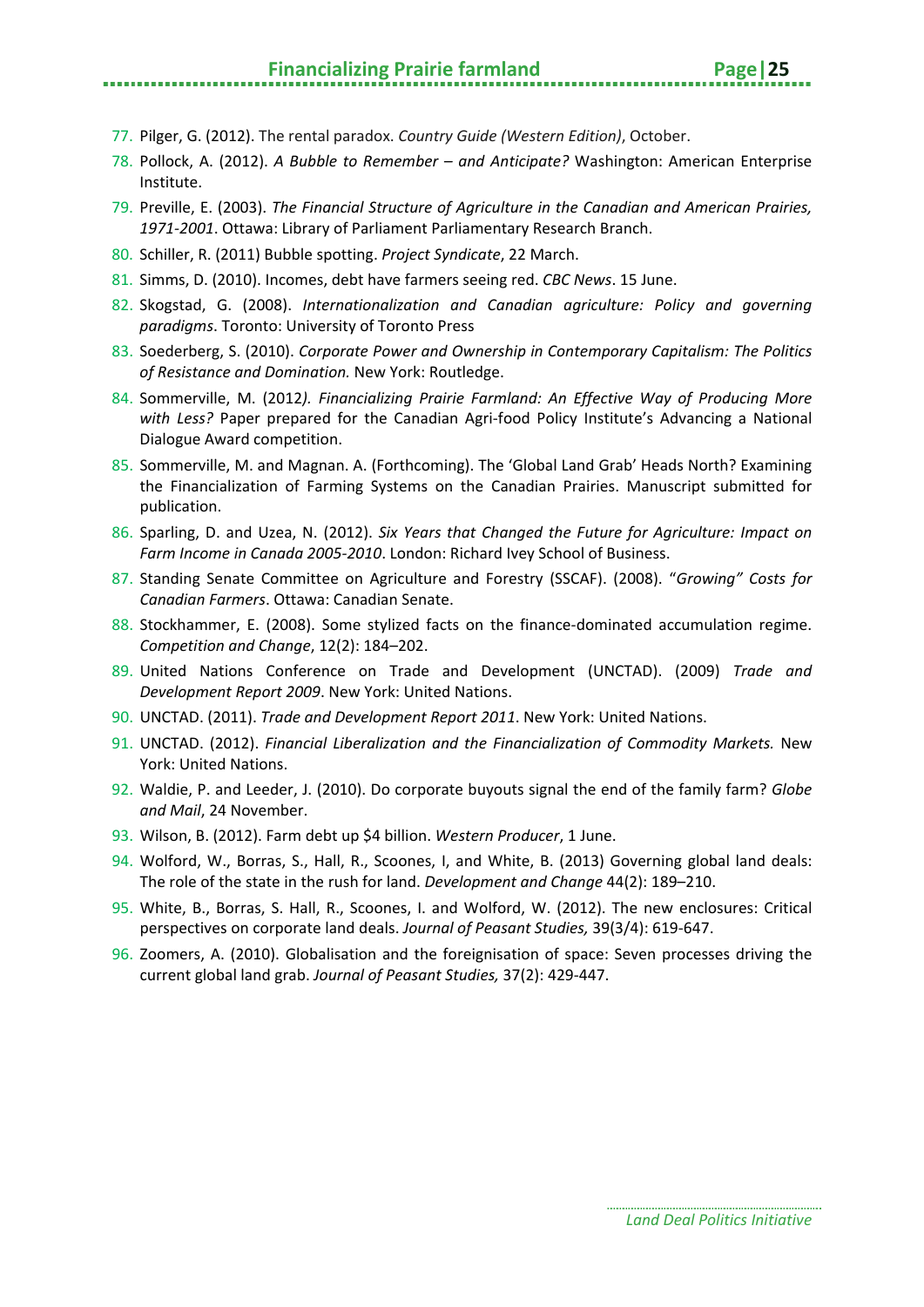77. Pilger, G. (2012). The rental paradox. *Country Guide (Western Edition)*, October.
78. Pollock, A. (2012). *A Bubble to Remember – and Anticipate?* Washington: American Enterprise Institute.
79. Preville, E. (2003). *The Financial Structure of Agriculture in the Canadian and American Prairies, 1971-2001*. Ottawa: Library of Parliament Parliamentary Research Branch.
80. Schiller, R. (2011) Bubble spotting. *Project Syndicate*, 22 March.
81. Simms, D. (2010). Incomes, debt have farmers seeing red. *CBC News*. 15 June.
82. Skogstad, G. (2008). *Internationalization and Canadian agriculture: Policy and governing paradigms*. Toronto: University of Toronto Press
83. Soederberg, S. (2010). *Corporate Power and Ownership in Contemporary Capitalism: The Politics of Resistance and Domination.* New York: Routledge.
84. Sommerville, M. (2012*). Financializing Prairie Farmland: An Effective Way of Producing More with Less?* Paper prepared for the Canadian Agri-food Policy Institute's Advancing a National Dialogue Award competition.
85. Sommerville, M. and Magnan. A. (Forthcoming). The 'Global Land Grab' Heads North? Examining the Financialization of Farming Systems on the Canadian Prairies. Manuscript submitted for publication.
86. Sparling, D. and Uzea, N. (2012). *Six Years that Changed the Future for Agriculture: Impact on Farm Income in Canada 2005-2010*. London: Richard Ivey School of Business.
87. Standing Senate Committee on Agriculture and Forestry (SSCAF). (2008). "*Growing" Costs for Canadian Farmers*. Ottawa: Canadian Senate.
88. Stockhammer, E. (2008). Some stylized facts on the finance-dominated accumulation regime. *Competition and Change*, 12(2): 184–202.
89. United Nations Conference on Trade and Development (UNCTAD). (2009) *Trade and Development Report 2009*. New York: United Nations.
90. UNCTAD. (2011). *Trade and Development Report 2011*. New York: United Nations.
91. UNCTAD. (2012). *Financial Liberalization and the Financialization of Commodity Markets.* New York: United Nations.
92. Waldie, P. and Leeder, J. (2010). Do corporate buyouts signal the end of the family farm? *Globe and Mail*, 24 November.
93. Wilson, B. (2012). Farm debt up $4 billion. *Western Producer*, 1 June.
94. Wolford, W., Borras, S., Hall, R., Scoones, I, and White, B. (2013) Governing global land deals: The role of the state in the rush for land. *Development and Change* 44(2): 189–210.
95. White, B., Borras, S. Hall, R., Scoones, I. and Wolford, W. (2012). The new enclosures: Critical perspectives on corporate land deals. *Journal of Peasant Studies,* 39(3/4): 619-647.
96. Zoomers, A. (2010). Globalisation and the foreignisation of space: Seven processes driving the current global land grab. *Journal of Peasant Studies,* 37(2): 429-447.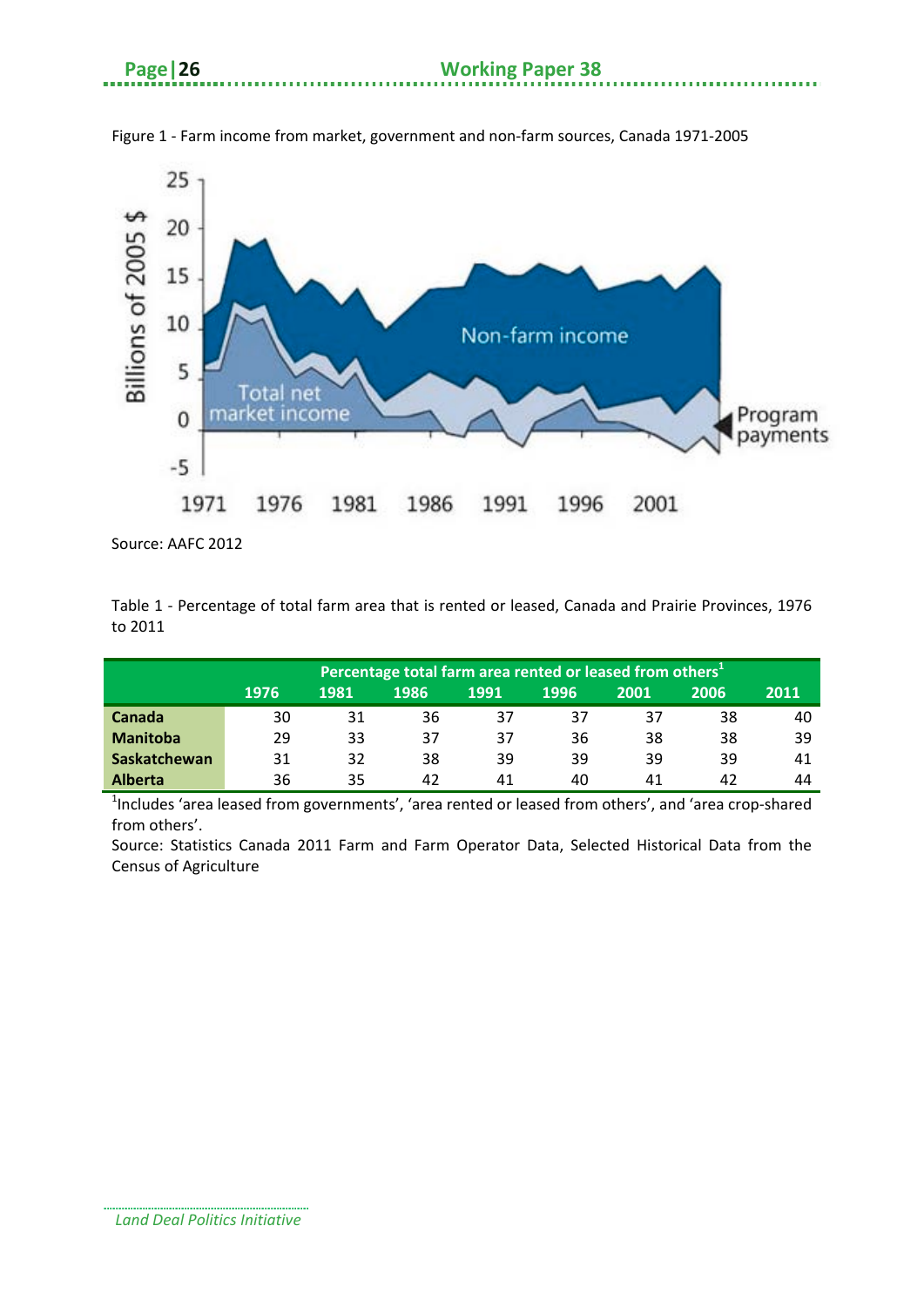Figure 1 - Farm income from market, government and non-farm sources, Canada 1971-2005

Source: AAFC 2012

Table 1 - Percentage of total farm area that is rented or leased, Canada and Prairie Provinces, 1976 to 2011

| | Percentage total farm area rented or leased from others[1] | | | | | | | |
|---|---|---|---|---|---|---|---|---|
| | 1976 | 1981 | 1986 | 1991 | 1996 | 2001 | 2006 | 2011 |
| **Canada** | 30 | 31 | 36 | 37 | 37 | 37 | 38 | 40 |
| **Manitoba** | 29 | 33 | 37 | 37 | 36 | 38 | 38 | 39 |
| **Saskatchewan** | 31 | 32 | 38 | 39 | 39 | 39 | 39 | 41 |
| **Alberta** | 36 | 35 | 42 | 41 | 40 | 41 | 42 | 44 |

[1]Includes 'area leased from governments', 'area rented or leased from others', and 'area crop-shared from others'.

Source: Statistics Canada 2011 Farm and Farm Operator Data, Selected Historical Data from the Census of Agriculture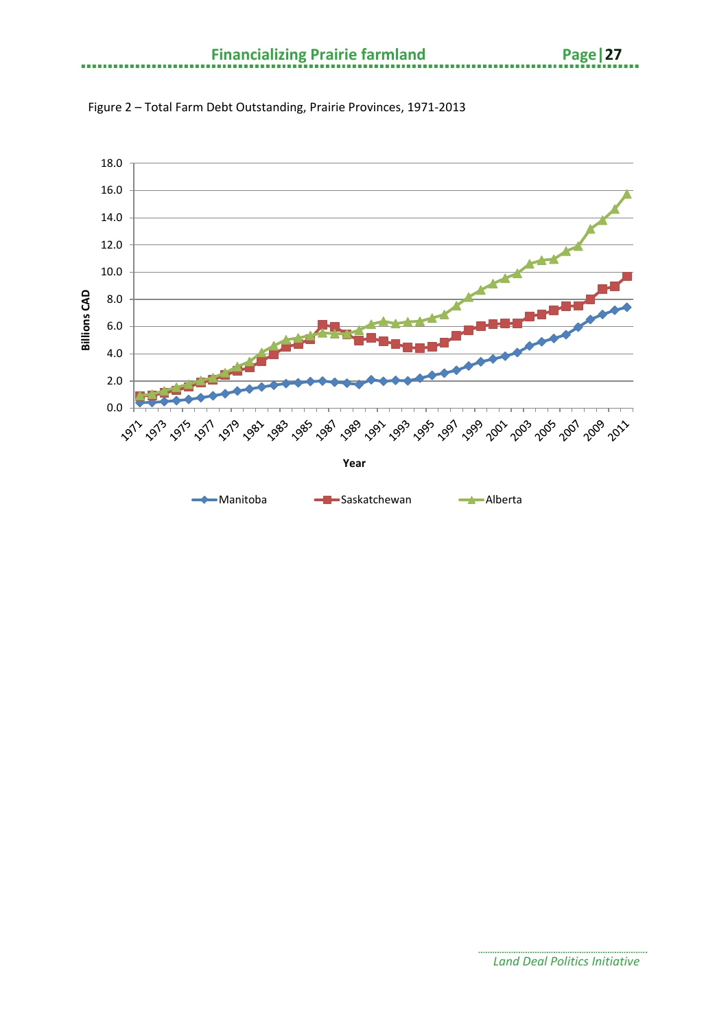Figure 2 – Total Farm Debt Outstanding, Prairie Provinces, 1971-2013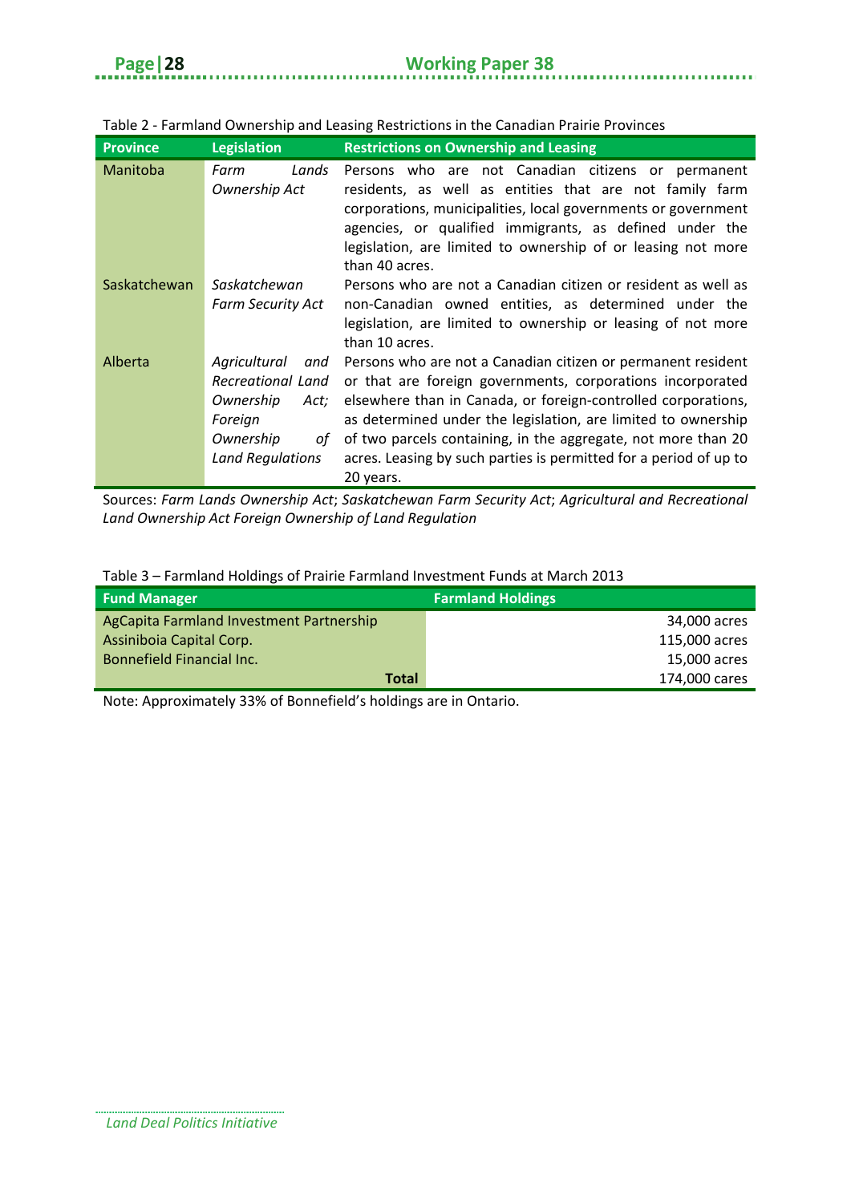Table 2 - Farmland Ownership and Leasing Restrictions in the Canadian Prairie Provinces

| Province | Legislation | Restrictions on Ownership and Leasing |
|---|---|---|
| Manitoba | *Farm Lands Ownership Act* | Persons who are not Canadian citizens or permanent residents, as well as entities that are not family farm corporations, municipalities, local governments or government agencies, or qualified immigrants, as defined under the legislation, are limited to ownership of or leasing not more than 40 acres. |
| Saskatchewan | *Saskatchewan Farm Security Act* | Persons who are not a Canadian citizen or resident as well as non-Canadian owned entities, as determined under the legislation, are limited to ownership or leasing of not more than 10 acres. |
| Alberta | *Agricultural and Recreational Land Ownership Act; Foreign Ownership of Land Regulations* | Persons who are not a Canadian citizen or permanent resident or that are foreign governments, corporations incorporated elsewhere than in Canada, or foreign-controlled corporations, as determined under the legislation, are limited to ownership of two parcels containing, in the aggregate, not more than 20 acres. Leasing by such parties is permitted for a period of up to 20 years. |

Sources: *Farm Lands Ownership Act*; *Saskatchewan Farm Security Act*; *Agricultural and Recreational Land Ownership Act Foreign Ownership of Land Regulation*

Table 3 – Farmland Holdings of Prairie Farmland Investment Funds at March 2013

| Fund Manager | Farmland Holdings |
|---|---:|
| AgCapita Farmland Investment Partnership | 34,000 acres |
| Assiniboia Capital Corp. | 115,000 acres |
| Bonnefield Financial Inc. | 15,000 acres |
| **Total** | 174,000 cares |

Note: Approximately 33% of Bonnefield's holdings are in Ontario.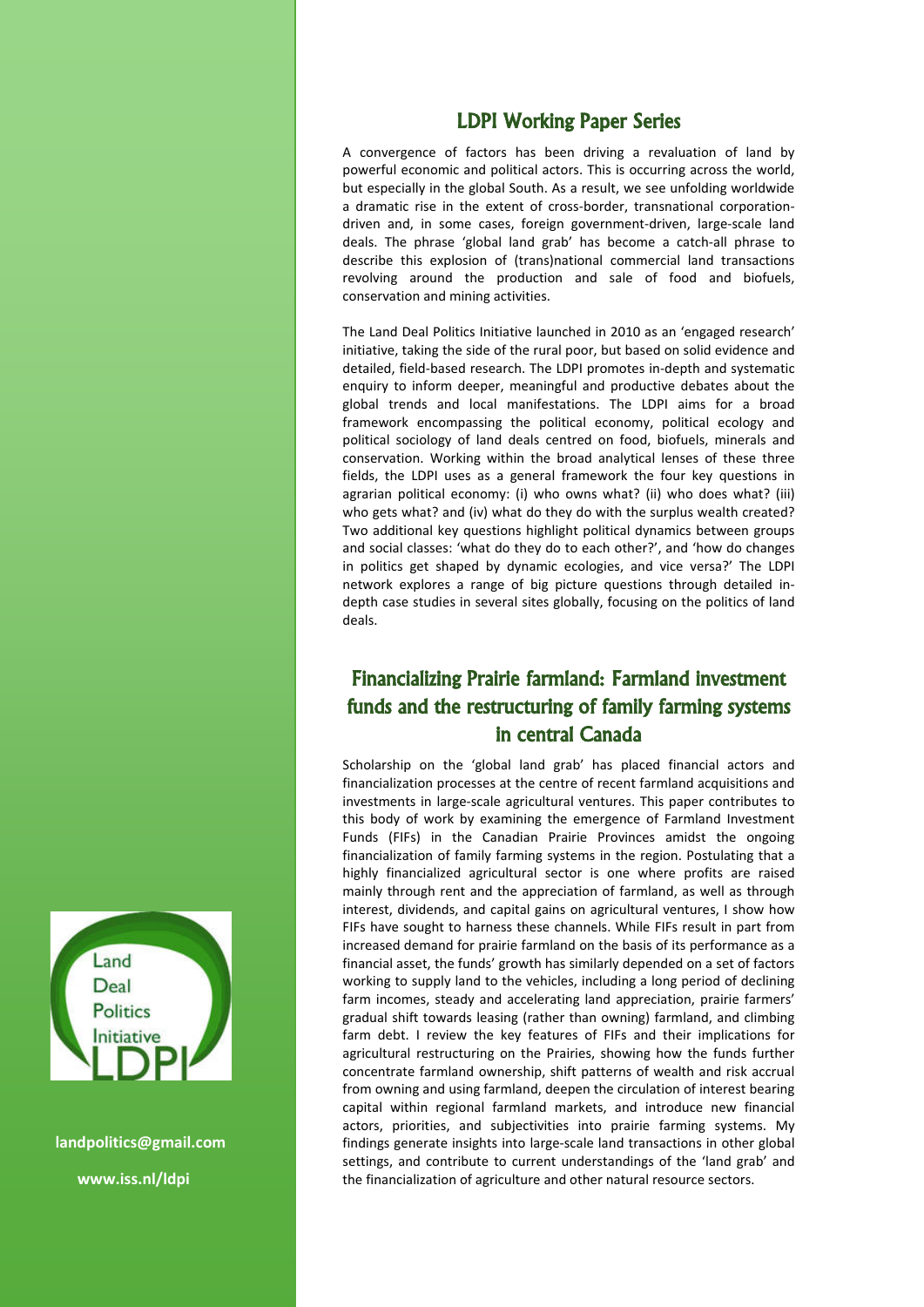## LDPI Working Paper Series

A convergence of factors has been driving a revaluation of land by powerful economic and political actors. This is occurring across the world, but especially in the global South. As a result, we see unfolding worldwide a dramatic rise in the extent of cross-border, transnational corporation-driven and, in some cases, foreign government-driven, large-scale land deals. The phrase 'global land grab' has become a catch-all phrase to describe this explosion of (trans)national commercial land transactions revolving around the production and sale of food and biofuels, conservation and mining activities.

The Land Deal Politics Initiative launched in 2010 as an 'engaged research' initiative, taking the side of the rural poor, but based on solid evidence and detailed, field-based research. The LDPI promotes in-depth and systematic enquiry to inform deeper, meaningful and productive debates about the global trends and local manifestations. The LDPI aims for a broad framework encompassing the political economy, political ecology and political sociology of land deals centred on food, biofuels, minerals and conservation. Working within the broad analytical lenses of these three fields, the LDPI uses as a general framework the four key questions in agrarian political economy: (i) who owns what? (ii) who does what? (iii) who gets what? and (iv) what do they do with the surplus wealth created? Two additional key questions highlight political dynamics between groups and social classes: 'what do they do to each other?', and 'how do changes in politics get shaped by dynamic ecologies, and vice versa?' The LDPI network explores a range of big picture questions through detailed in-depth case studies in several sites globally, focusing on the politics of land deals.

## Financializing Prairie farmland: Farmland investment funds and the restructuring of family farming systems in central Canada

Scholarship on the 'global land grab' has placed financial actors and financialization processes at the centre of recent farmland acquisitions and investments in large-scale agricultural ventures. This paper contributes to this body of work by examining the emergence of Farmland Investment Funds (FIFs) in the Canadian Prairie Provinces amidst the ongoing financialization of family farming systems in the region. Postulating that a highly financialized agricultural sector is one where profits are raised mainly through rent and the appreciation of farmland, as well as through interest, dividends, and capital gains on agricultural ventures, I show how FIFs have sought to harness these channels. While FIFs result in part from increased demand for prairie farmland on the basis of its performance as a financial asset, the funds' growth has similarly depended on a set of factors working to supply land to the vehicles, including a long period of declining farm incomes, steady and accelerating land appreciation, prairie farmers' gradual shift towards leasing (rather than owning) farmland, and climbing farm debt. I review the key features of FIFs and their implications for agricultural restructuring on the Prairies, showing how the funds further concentrate farmland ownership, shift patterns of wealth and risk accrual from owning and using farmland, deepen the circulation of interest bearing capital within regional farmland markets, and introduce new financial actors, priorities, and subjectivities into prairie farming systems. My findings generate insights into large-scale land transactions in other global settings, and contribute to current understandings of the 'land grab' and the financialization of agriculture and other natural resource sectors.

Land Deal Politics Initiative LDPI

landpolitics@gmail.com

www.iss.nl/ldpi